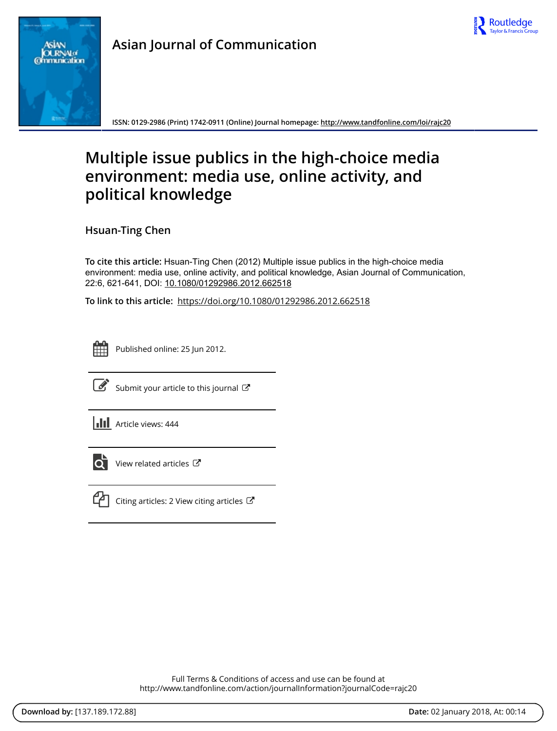Asian Journal of Communication

ISSN: 0129-2986 (Print) 1742-0911 (Online) Journal homepage: http://www.tandfonline.com/loi/rajc20

# Multiple issue publics in the high-choice media environment: media use, online activity, and political knowledge

**Hsuan-Ting Chen**

**To cite this article:** Hsuan-Ting Chen (2012) Multiple issue publics in the high-choice media environment: media use, online activity, and political knowledge, Asian Journal of Communication, 22:6, 621-641, DOI: 10.1080/01292986.2012.662518

**To link to this article:** https://doi.org/10.1080/01292986.2012.662518

Published online: 25 Jun 2012.

Submit your article to this journal

Article views: 444

View related articles

Citing articles: 2 View citing articles

Full Terms & Conditions of access and use can be found at
http://www.tandfonline.com/action/journalInformation?journalCode=rajc20

**Download by:** [137.189.172.88] **Date:** 02 January 2018, At: 00:14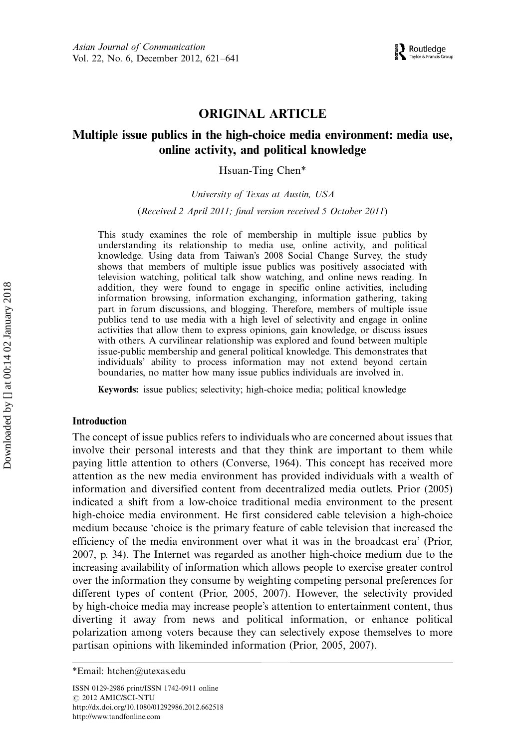# ORIGINAL ARTICLE

## Multiple issue publics in the high-choice media environment: media use, online activity, and political knowledge

Hsuan-Ting Chen*

*University of Texas at Austin, USA*

(*Received 2 April 2011; final version received 5 October 2011*)

This study examines the role of membership in multiple issue publics by understanding its relationship to media use, online activity, and political knowledge. Using data from Taiwan's 2008 Social Change Survey, the study shows that members of multiple issue publics was positively associated with television watching, political talk show watching, and online news reading. In addition, they were found to engage in specific online activities, including information browsing, information exchanging, information gathering, taking part in forum discussions, and blogging. Therefore, members of multiple issue publics tend to use media with a high level of selectivity and engage in online activities that allow them to express opinions, gain knowledge, or discuss issues with others. A curvilinear relationship was explored and found between multiple issue-public membership and general political knowledge. This demonstrates that individuals' ability to process information may not extend beyond certain boundaries, no matter how many issue publics individuals are involved in.

**Keywords:** issue publics; selectivity; high-choice media; political knowledge

### Introduction

The concept of issue publics refers to individuals who are concerned about issues that involve their personal interests and that they think are important to them while paying little attention to others (Converse, 1964). This concept has received more attention as the new media environment has provided individuals with a wealth of information and diversified content from decentralized media outlets. Prior (2005) indicated a shift from a low-choice traditional media environment to the present high-choice media environment. He first considered cable television a high-choice medium because 'choice is the primary feature of cable television that increased the efficiency of the media environment over what it was in the broadcast era' (Prior, 2007, p. 34). The Internet was regarded as another high-choice medium due to the increasing availability of information which allows people to exercise greater control over the information they consume by weighting competing personal preferences for different types of content (Prior, 2005, 2007). However, the selectivity provided by high-choice media may increase people's attention to entertainment content, thus diverting it away from news and political information, or enhance political polarization among voters because they can selectively expose themselves to more partisan opinions with likeminded information (Prior, 2005, 2007).

*Email: htchen@utexas.edu

ISSN 0129-2986 print/ISSN 1742-0911 online
© 2012 AMIC/SCI-NTU
http://dx.doi.org/10.1080/01292986.2012.662518
http://www.tandfonline.com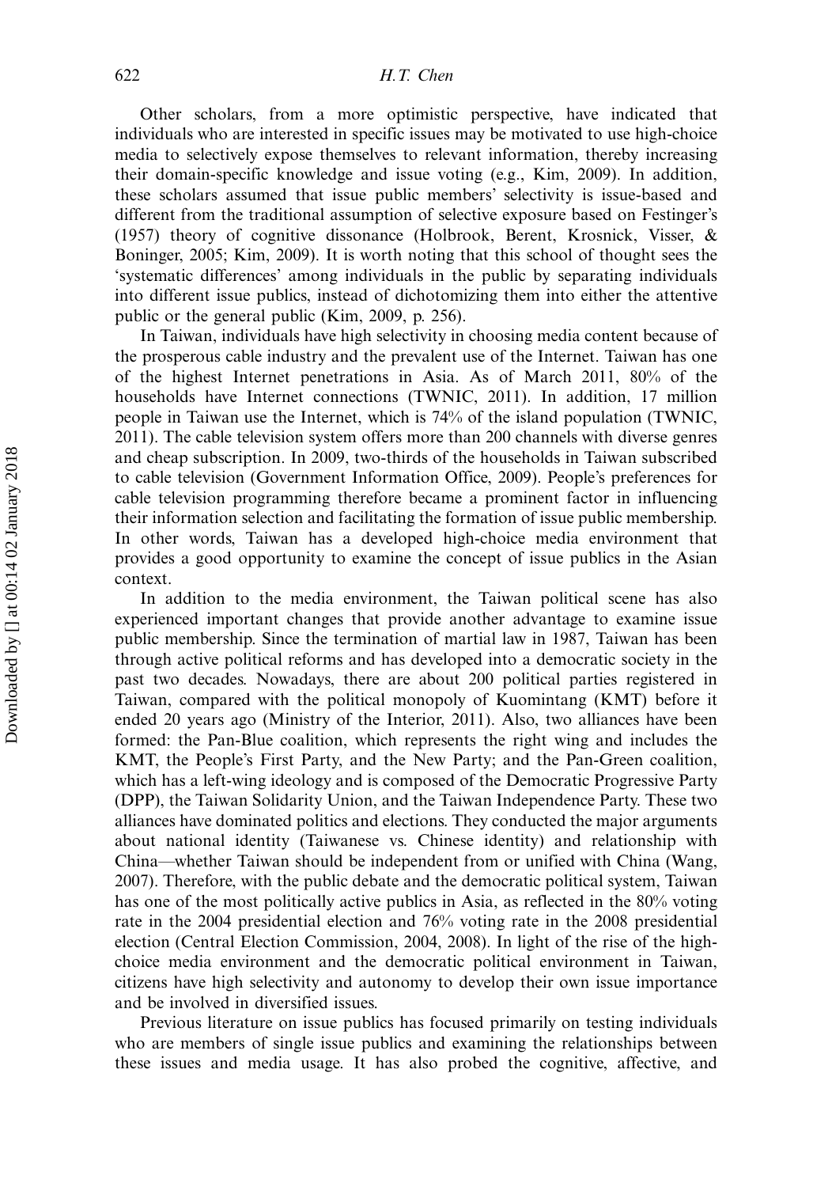Other scholars, from a more optimistic perspective, have indicated that individuals who are interested in specific issues may be motivated to use high-choice media to selectively expose themselves to relevant information, thereby increasing their domain-specific knowledge and issue voting (e.g., Kim, 2009). In addition, these scholars assumed that issue public members' selectivity is issue-based and different from the traditional assumption of selective exposure based on Festinger's (1957) theory of cognitive dissonance (Holbrook, Berent, Krosnick, Visser, & Boninger, 2005; Kim, 2009). It is worth noting that this school of thought sees the 'systematic differences' among individuals in the public by separating individuals into different issue publics, instead of dichotomizing them into either the attentive public or the general public (Kim, 2009, p. 256).

In Taiwan, individuals have high selectivity in choosing media content because of the prosperous cable industry and the prevalent use of the Internet. Taiwan has one of the highest Internet penetrations in Asia. As of March 2011, 80% of the households have Internet connections (TWNIC, 2011). In addition, 17 million people in Taiwan use the Internet, which is 74% of the island population (TWNIC, 2011). The cable television system offers more than 200 channels with diverse genres and cheap subscription. In 2009, two-thirds of the households in Taiwan subscribed to cable television (Government Information Office, 2009). People's preferences for cable television programming therefore became a prominent factor in influencing their information selection and facilitating the formation of issue public membership. In other words, Taiwan has a developed high-choice media environment that provides a good opportunity to examine the concept of issue publics in the Asian context.

In addition to the media environment, the Taiwan political scene has also experienced important changes that provide another advantage to examine issue public membership. Since the termination of martial law in 1987, Taiwan has been through active political reforms and has developed into a democratic society in the past two decades. Nowadays, there are about 200 political parties registered in Taiwan, compared with the political monopoly of Kuomintang (KMT) before it ended 20 years ago (Ministry of the Interior, 2011). Also, two alliances have been formed: the Pan-Blue coalition, which represents the right wing and includes the KMT, the People's First Party, and the New Party; and the Pan-Green coalition, which has a left-wing ideology and is composed of the Democratic Progressive Party (DPP), the Taiwan Solidarity Union, and the Taiwan Independence Party. These two alliances have dominated politics and elections. They conducted the major arguments about national identity (Taiwanese vs. Chinese identity) and relationship with China—whether Taiwan should be independent from or unified with China (Wang, 2007). Therefore, with the public debate and the democratic political system, Taiwan has one of the most politically active publics in Asia, as reflected in the 80% voting rate in the 2004 presidential election and 76% voting rate in the 2008 presidential election (Central Election Commission, 2004, 2008). In light of the rise of the high-choice media environment and the democratic political environment in Taiwan, citizens have high selectivity and autonomy to develop their own issue importance and be involved in diversified issues.

Previous literature on issue publics has focused primarily on testing individuals who are members of single issue publics and examining the relationships between these issues and media usage. It has also probed the cognitive, affective, and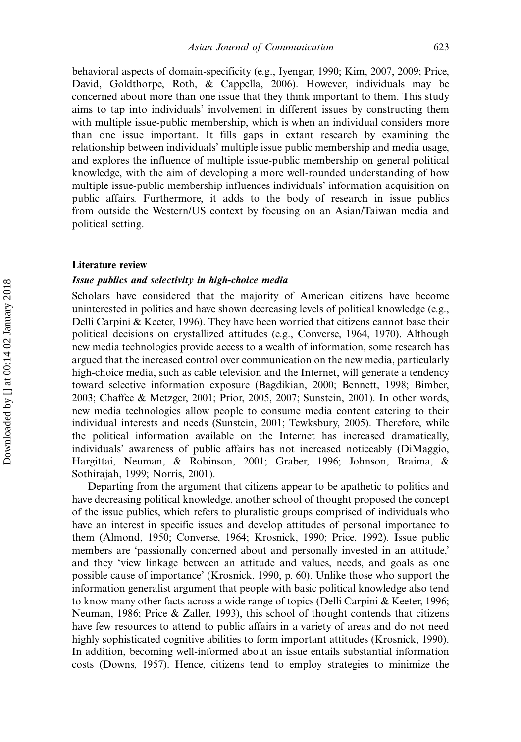behavioral aspects of domain-specificity (e.g., Iyengar, 1990; Kim, 2007, 2009; Price, David, Goldthorpe, Roth, & Cappella, 2006). However, individuals may be concerned about more than one issue that they think important to them. This study aims to tap into individuals' involvement in different issues by constructing them with multiple issue-public membership, which is when an individual considers more than one issue important. It fills gaps in extant research by examining the relationship between individuals' multiple issue public membership and media usage, and explores the influence of multiple issue-public membership on general political knowledge, with the aim of developing a more well-rounded understanding of how multiple issue-public membership influences individuals' information acquisition on public affairs. Furthermore, it adds to the body of research in issue publics from outside the Western/US context by focusing on an Asian/Taiwan media and political setting.

## Literature review

### *Issue publics and selectivity in high-choice media*

Scholars have considered that the majority of American citizens have become uninterested in politics and have shown decreasing levels of political knowledge (e.g., Delli Carpini & Keeter, 1996). They have been worried that citizens cannot base their political decisions on crystallized attitudes (e.g., Converse, 1964, 1970). Although new media technologies provide access to a wealth of information, some research has argued that the increased control over communication on the new media, particularly high-choice media, such as cable television and the Internet, will generate a tendency toward selective information exposure (Bagdikian, 2000; Bennett, 1998; Bimber, 2003; Chaffee & Metzger, 2001; Prior, 2005, 2007; Sunstein, 2001). In other words, new media technologies allow people to consume media content catering to their individual interests and needs (Sunstein, 2001; Tewksbury, 2005). Therefore, while the political information available on the Internet has increased dramatically, individuals' awareness of public affairs has not increased noticeably (DiMaggio, Hargittai, Neuman, & Robinson, 2001; Graber, 1996; Johnson, Braima, & Sothirajah, 1999; Norris, 2001).

Departing from the argument that citizens appear to be apathetic to politics and have decreasing political knowledge, another school of thought proposed the concept of the issue publics, which refers to pluralistic groups comprised of individuals who have an interest in specific issues and develop attitudes of personal importance to them (Almond, 1950; Converse, 1964; Krosnick, 1990; Price, 1992). Issue public members are 'passionally concerned about and personally invested in an attitude,' and they 'view linkage between an attitude and values, needs, and goals as one possible cause of importance' (Krosnick, 1990, p. 60). Unlike those who support the information generalist argument that people with basic political knowledge also tend to know many other facts across a wide range of topics (Delli Carpini & Keeter, 1996; Neuman, 1986; Price & Zaller, 1993), this school of thought contends that citizens have few resources to attend to public affairs in a variety of areas and do not need highly sophisticated cognitive abilities to form important attitudes (Krosnick, 1990). In addition, becoming well-informed about an issue entails substantial information costs (Downs, 1957). Hence, citizens tend to employ strategies to minimize the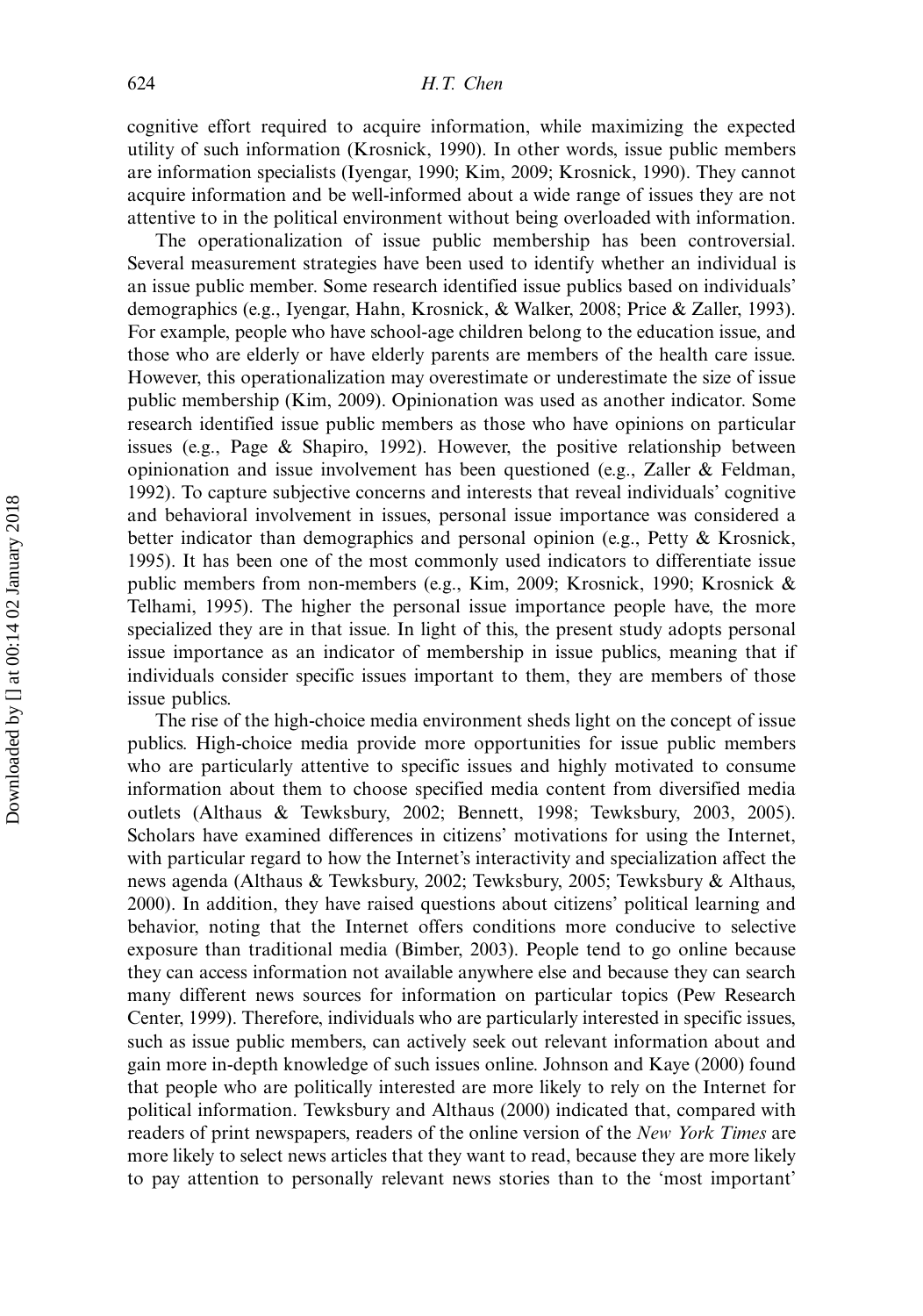cognitive effort required to acquire information, while maximizing the expected utility of such information (Krosnick, 1990). In other words, issue public members are information specialists (Iyengar, 1990; Kim, 2009; Krosnick, 1990). They cannot acquire information and be well-informed about a wide range of issues they are not attentive to in the political environment without being overloaded with information.

The operationalization of issue public membership has been controversial. Several measurement strategies have been used to identify whether an individual is an issue public member. Some research identified issue publics based on individuals' demographics (e.g., Iyengar, Hahn, Krosnick, & Walker, 2008; Price & Zaller, 1993). For example, people who have school-age children belong to the education issue, and those who are elderly or have elderly parents are members of the health care issue. However, this operationalization may overestimate or underestimate the size of issue public membership (Kim, 2009). Opinionation was used as another indicator. Some research identified issue public members as those who have opinions on particular issues (e.g., Page & Shapiro, 1992). However, the positive relationship between opinionation and issue involvement has been questioned (e.g., Zaller & Feldman, 1992). To capture subjective concerns and interests that reveal individuals' cognitive and behavioral involvement in issues, personal issue importance was considered a better indicator than demographics and personal opinion (e.g., Petty & Krosnick, 1995). It has been one of the most commonly used indicators to differentiate issue public members from non-members (e.g., Kim, 2009; Krosnick, 1990; Krosnick & Telhami, 1995). The higher the personal issue importance people have, the more specialized they are in that issue. In light of this, the present study adopts personal issue importance as an indicator of membership in issue publics, meaning that if individuals consider specific issues important to them, they are members of those issue publics.

The rise of the high-choice media environment sheds light on the concept of issue publics. High-choice media provide more opportunities for issue public members who are particularly attentive to specific issues and highly motivated to consume information about them to choose specified media content from diversified media outlets (Althaus & Tewksbury, 2002; Bennett, 1998; Tewksbury, 2003, 2005). Scholars have examined differences in citizens' motivations for using the Internet, with particular regard to how the Internet's interactivity and specialization affect the news agenda (Althaus & Tewksbury, 2002; Tewksbury, 2005; Tewksbury & Althaus, 2000). In addition, they have raised questions about citizens' political learning and behavior, noting that the Internet offers conditions more conducive to selective exposure than traditional media (Bimber, 2003). People tend to go online because they can access information not available anywhere else and because they can search many different news sources for information on particular topics (Pew Research Center, 1999). Therefore, individuals who are particularly interested in specific issues, such as issue public members, can actively seek out relevant information about and gain more in-depth knowledge of such issues online. Johnson and Kaye (2000) found that people who are politically interested are more likely to rely on the Internet for political information. Tewksbury and Althaus (2000) indicated that, compared with readers of print newspapers, readers of the online version of the *New York Times* are more likely to select news articles that they want to read, because they are more likely to pay attention to personally relevant news stories than to the 'most important'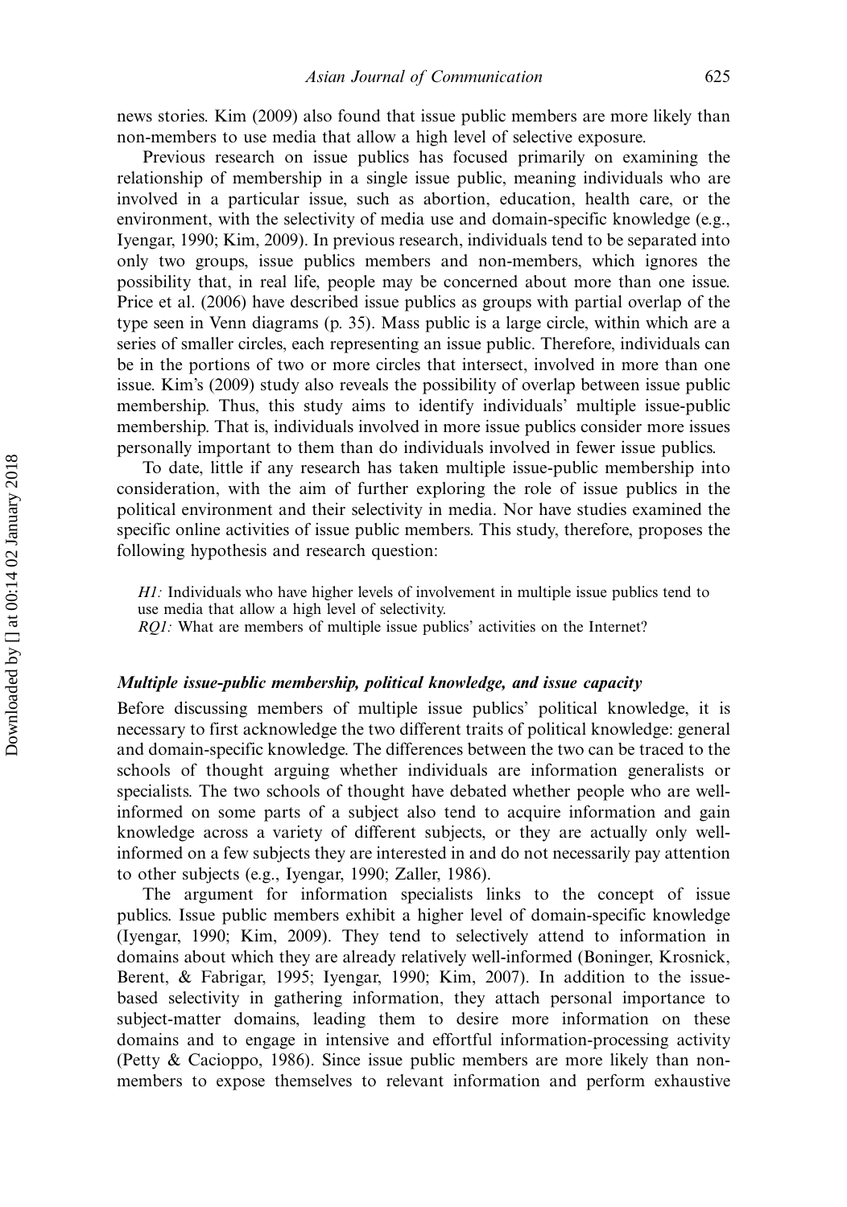news stories. Kim (2009) also found that issue public members are more likely than non-members to use media that allow a high level of selective exposure.

Previous research on issue publics has focused primarily on examining the relationship of membership in a single issue public, meaning individuals who are involved in a particular issue, such as abortion, education, health care, or the environment, with the selectivity of media use and domain-specific knowledge (e.g., Iyengar, 1990; Kim, 2009). In previous research, individuals tend to be separated into only two groups, issue publics members and non-members, which ignores the possibility that, in real life, people may be concerned about more than one issue. Price et al. (2006) have described issue publics as groups with partial overlap of the type seen in Venn diagrams (p. 35). Mass public is a large circle, within which are a series of smaller circles, each representing an issue public. Therefore, individuals can be in the portions of two or more circles that intersect, involved in more than one issue. Kim's (2009) study also reveals the possibility of overlap between issue public membership. Thus, this study aims to identify individuals' multiple issue-public membership. That is, individuals involved in more issue publics consider more issues personally important to them than do individuals involved in fewer issue publics.

To date, little if any research has taken multiple issue-public membership into consideration, with the aim of further exploring the role of issue publics in the political environment and their selectivity in media. Nor have studies examined the specific online activities of issue public members. This study, therefore, proposes the following hypothesis and research question:

> *H1:* Individuals who have higher levels of involvement in multiple issue publics tend to use media that allow a high level of selectivity.
> *RQ1:* What are members of multiple issue publics' activities on the Internet?

### *Multiple issue-public membership, political knowledge, and issue capacity*

Before discussing members of multiple issue publics' political knowledge, it is necessary to first acknowledge the two different traits of political knowledge: general and domain-specific knowledge. The differences between the two can be traced to the schools of thought arguing whether individuals are information generalists or specialists. The two schools of thought have debated whether people who are well-informed on some parts of a subject also tend to acquire information and gain knowledge across a variety of different subjects, or they are actually only well-informed on a few subjects they are interested in and do not necessarily pay attention to other subjects (e.g., Iyengar, 1990; Zaller, 1986).

The argument for information specialists links to the concept of issue publics. Issue public members exhibit a higher level of domain-specific knowledge (Iyengar, 1990; Kim, 2009). They tend to selectively attend to information in domains about which they are already relatively well-informed (Boninger, Krosnick, Berent, & Fabrigar, 1995; Iyengar, 1990; Kim, 2007). In addition to the issue-based selectivity in gathering information, they attach personal importance to subject-matter domains, leading them to desire more information on these domains and to engage in intensive and effortful information-processing activity (Petty & Cacioppo, 1986). Since issue public members are more likely than non-members to expose themselves to relevant information and perform exhaustive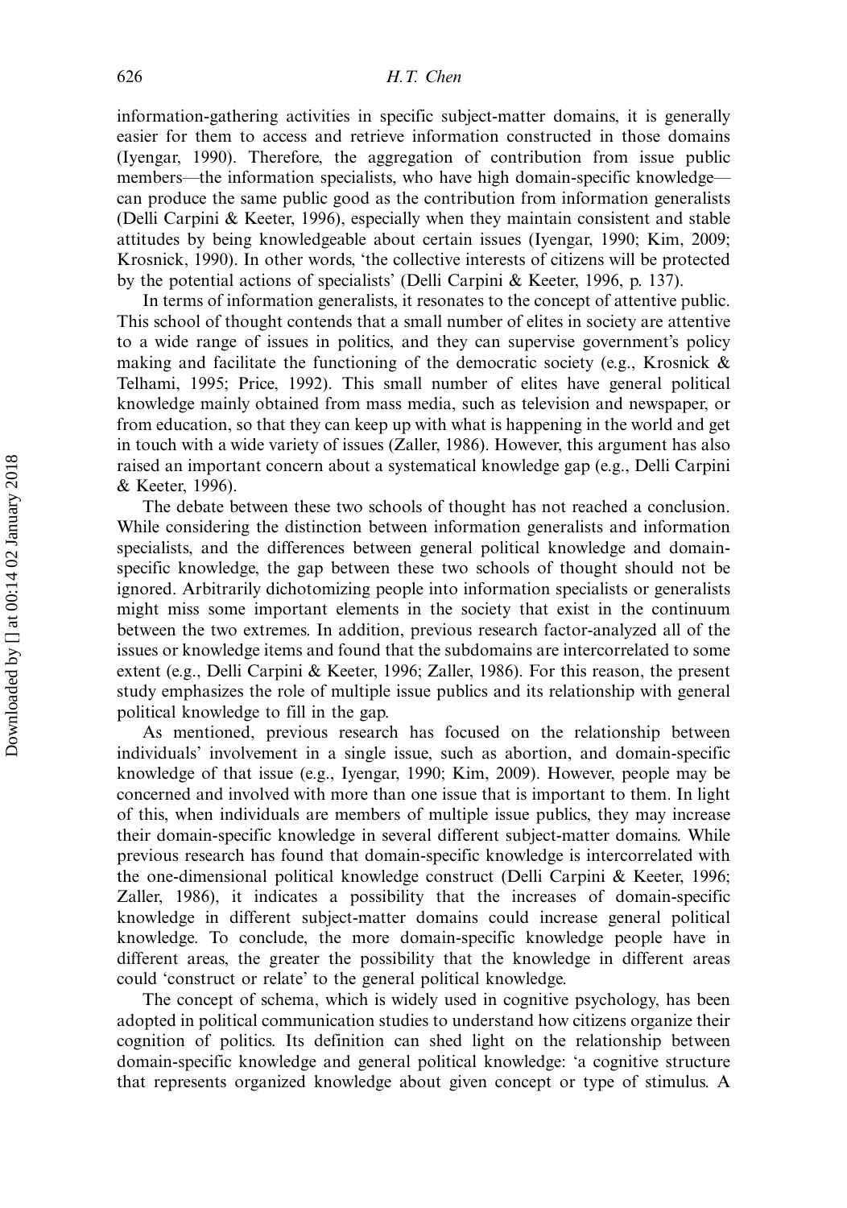information-gathering activities in specific subject-matter domains, it is generally easier for them to access and retrieve information constructed in those domains (Iyengar, 1990). Therefore, the aggregation of contribution from issue public members—the information specialists, who have high domain-specific knowledge—can produce the same public good as the contribution from information generalists (Delli Carpini & Keeter, 1996), especially when they maintain consistent and stable attitudes by being knowledgeable about certain issues (Iyengar, 1990; Kim, 2009; Krosnick, 1990). In other words, 'the collective interests of citizens will be protected by the potential actions of specialists' (Delli Carpini & Keeter, 1996, p. 137).

In terms of information generalists, it resonates to the concept of attentive public. This school of thought contends that a small number of elites in society are attentive to a wide range of issues in politics, and they can supervise government's policy making and facilitate the functioning of the democratic society (e.g., Krosnick & Telhami, 1995; Price, 1992). This small number of elites have general political knowledge mainly obtained from mass media, such as television and newspaper, or from education, so that they can keep up with what is happening in the world and get in touch with a wide variety of issues (Zaller, 1986). However, this argument has also raised an important concern about a systematical knowledge gap (e.g., Delli Carpini & Keeter, 1996).

The debate between these two schools of thought has not reached a conclusion. While considering the distinction between information generalists and information specialists, and the differences between general political knowledge and domain-specific knowledge, the gap between these two schools of thought should not be ignored. Arbitrarily dichotomizing people into information specialists or generalists might miss some important elements in the society that exist in the continuum between the two extremes. In addition, previous research factor-analyzed all of the issues or knowledge items and found that the subdomains are intercorrelated to some extent (e.g., Delli Carpini & Keeter, 1996; Zaller, 1986). For this reason, the present study emphasizes the role of multiple issue publics and its relationship with general political knowledge to fill in the gap.

As mentioned, previous research has focused on the relationship between individuals' involvement in a single issue, such as abortion, and domain-specific knowledge of that issue (e.g., Iyengar, 1990; Kim, 2009). However, people may be concerned and involved with more than one issue that is important to them. In light of this, when individuals are members of multiple issue publics, they may increase their domain-specific knowledge in several different subject-matter domains. While previous research has found that domain-specific knowledge is intercorrelated with the one-dimensional political knowledge construct (Delli Carpini & Keeter, 1996; Zaller, 1986), it indicates a possibility that the increases of domain-specific knowledge in different subject-matter domains could increase general political knowledge. To conclude, the more domain-specific knowledge people have in different areas, the greater the possibility that the knowledge in different areas could 'construct or relate' to the general political knowledge.

The concept of schema, which is widely used in cognitive psychology, has been adopted in political communication studies to understand how citizens organize their cognition of politics. Its definition can shed light on the relationship between domain-specific knowledge and general political knowledge: 'a cognitive structure that represents organized knowledge about given concept or type of stimulus. A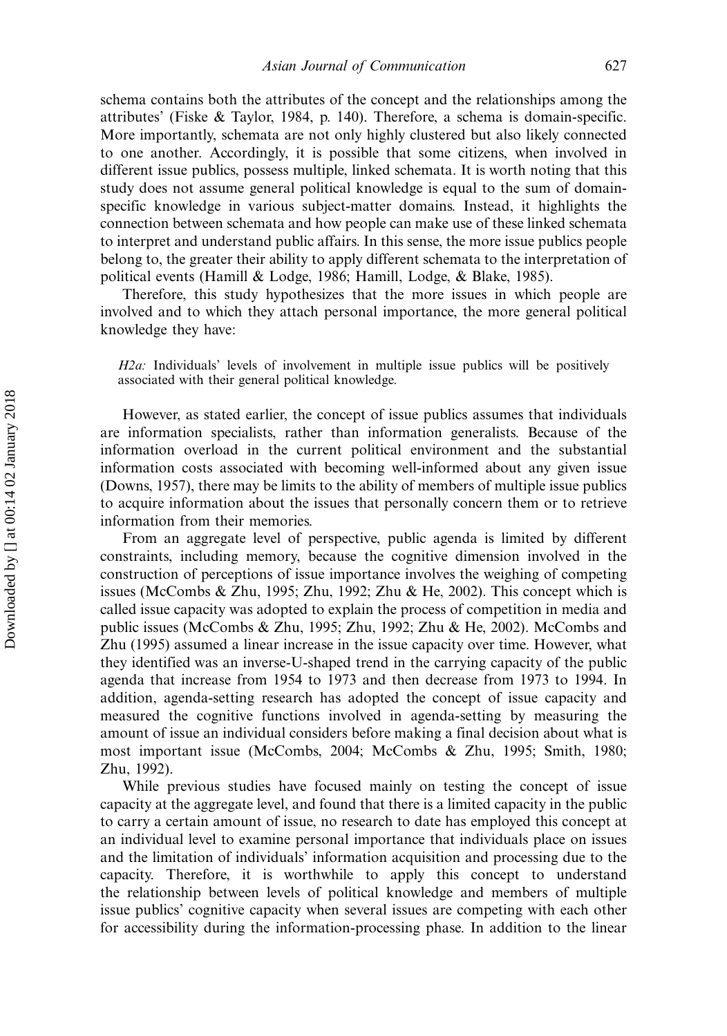schema contains both the attributes of the concept and the relationships among the attributes' (Fiske & Taylor, 1984, p. 140). Therefore, a schema is domain-specific. More importantly, schemata are not only highly clustered but also likely connected to one another. Accordingly, it is possible that some citizens, when involved in different issue publics, possess multiple, linked schemata. It is worth noting that this study does not assume general political knowledge is equal to the sum of domain-specific knowledge in various subject-matter domains. Instead, it highlights the connection between schemata and how people can make use of these linked schemata to interpret and understand public affairs. In this sense, the more issue publics people belong to, the greater their ability to apply different schemata to the interpretation of political events (Hamill & Lodge, 1986; Hamill, Lodge, & Blake, 1985).

Therefore, this study hypothesizes that the more issues in which people are involved and to which they attach personal importance, the more general political knowledge they have:

> *H2a:* Individuals' levels of involvement in multiple issue publics will be positively associated with their general political knowledge.

However, as stated earlier, the concept of issue publics assumes that individuals are information specialists, rather than information generalists. Because of the information overload in the current political environment and the substantial information costs associated with becoming well-informed about any given issue (Downs, 1957), there may be limits to the ability of members of multiple issue publics to acquire information about the issues that personally concern them or to retrieve information from their memories.

From an aggregate level of perspective, public agenda is limited by different constraints, including memory, because the cognitive dimension involved in the construction of perceptions of issue importance involves the weighing of competing issues (McCombs & Zhu, 1995; Zhu, 1992; Zhu & He, 2002). This concept which is called issue capacity was adopted to explain the process of competition in media and public issues (McCombs & Zhu, 1995; Zhu, 1992; Zhu & He, 2002). McCombs and Zhu (1995) assumed a linear increase in the issue capacity over time. However, what they identified was an inverse-U-shaped trend in the carrying capacity of the public agenda that increase from 1954 to 1973 and then decrease from 1973 to 1994. In addition, agenda-setting research has adopted the concept of issue capacity and measured the cognitive functions involved in agenda-setting by measuring the amount of issue an individual considers before making a final decision about what is most important issue (McCombs, 2004; McCombs & Zhu, 1995; Smith, 1980; Zhu, 1992).

While previous studies have focused mainly on testing the concept of issue capacity at the aggregate level, and found that there is a limited capacity in the public to carry a certain amount of issue, no research to date has employed this concept at an individual level to examine personal importance that individuals place on issues and the limitation of individuals' information acquisition and processing due to the capacity. Therefore, it is worthwhile to apply this concept to understand the relationship between levels of political knowledge and members of multiple issue publics' cognitive capacity when several issues are competing with each other for accessibility during the information-processing phase. In addition to the linear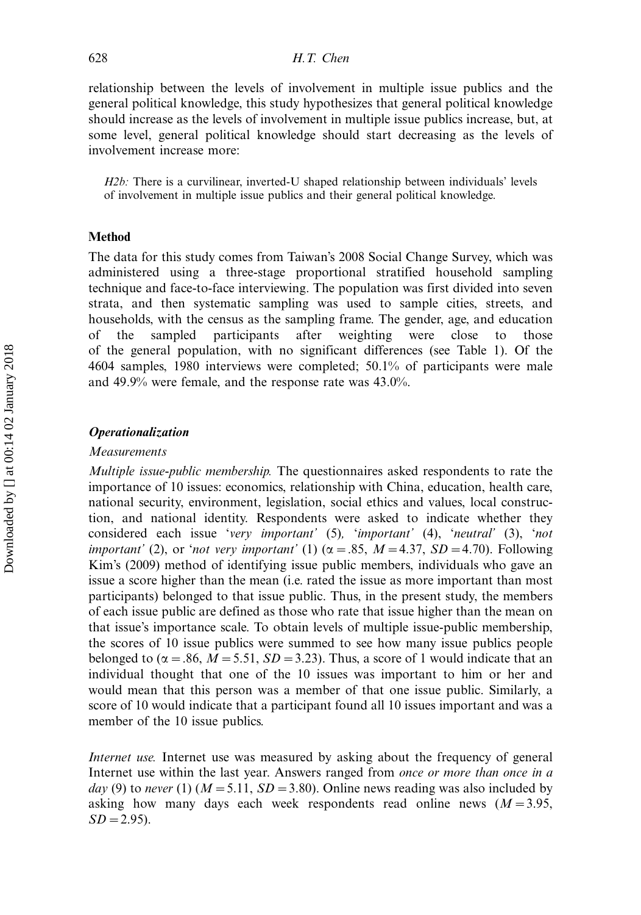relationship between the levels of involvement in multiple issue publics and the general political knowledge, this study hypothesizes that general political knowledge should increase as the levels of involvement in multiple issue publics increase, but, at some level, general political knowledge should start decreasing as the levels of involvement increase more:

> *H2b:* There is a curvilinear, inverted-U shaped relationship between individuals' levels of involvement in multiple issue publics and their general political knowledge.

## Method

The data for this study comes from Taiwan's 2008 Social Change Survey, which was administered using a three-stage proportional stratified household sampling technique and face-to-face interviewing. The population was first divided into seven strata, and then systematic sampling was used to sample cities, streets, and households, with the census as the sampling frame. The gender, age, and education of the sampled participants after weighting were close to those of the general population, with no significant differences (see Table 1). Of the 4604 samples, 1980 interviews were completed; 50.1% of participants were male and 49.9% were female, and the response rate was 43.0%.

### *Operationalization*

#### *Measurements*

*Multiple issue-public membership.* The questionnaires asked respondents to rate the importance of 10 issues: economics, relationship with China, education, health care, national security, environment, legislation, social ethics and values, local construction, and national identity. Respondents were asked to indicate whether they considered each issue '*very important*' (5), '*important*' (4), '*neutral*' (3), '*not important*' (2), or '*not very important*' (1) ($\alpha = .85$, $M = 4.37$, $SD = 4.70$). Following Kim's (2009) method of identifying issue public members, individuals who gave an issue a score higher than the mean (i.e. rated the issue as more important than most participants) belonged to that issue public. Thus, in the present study, the members of each issue public are defined as those who rate that issue higher than the mean on that issue's importance scale. To obtain levels of multiple issue-public membership, the scores of 10 issue publics were summed to see how many issue publics people belonged to ($\alpha = .86$, $M = 5.51$, $SD = 3.23$). Thus, a score of 1 would indicate that an individual thought that one of the 10 issues was important to him or her and would mean that this person was a member of that one issue public. Similarly, a score of 10 would indicate that a participant found all 10 issues important and was a member of the 10 issue publics.

*Internet use.* Internet use was measured by asking about the frequency of general Internet use within the last year. Answers ranged from *once or more than once in a day* (9) to *never* (1) ($M = 5.11$, $SD = 3.80$). Online news reading was also included by asking how many days each week respondents read online news ($M = 3.95$, $SD = 2.95$).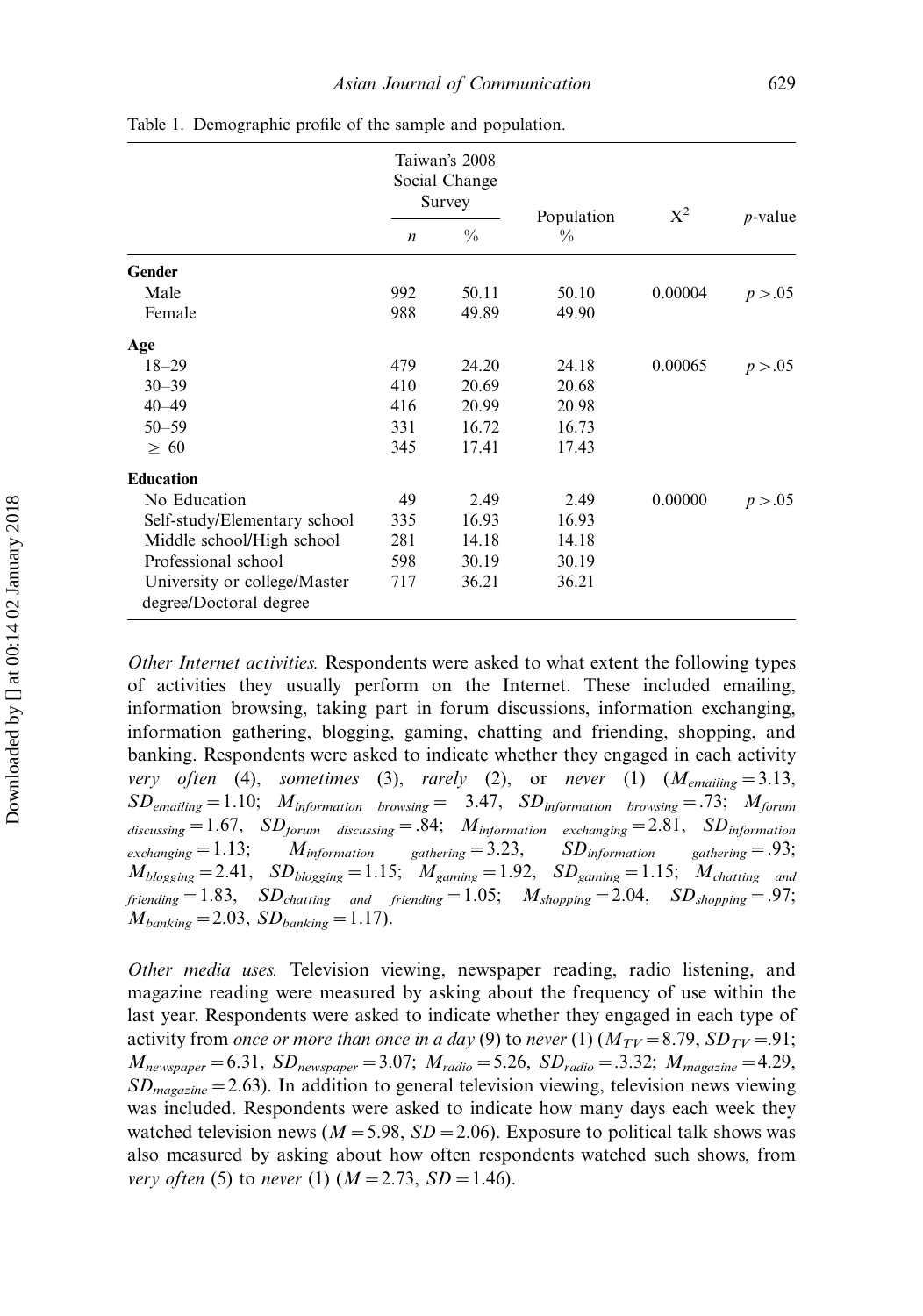Table 1. Demographic profile of the sample and population.

| | Taiwan's 2008 Social Change Survey | | Population | $X^2$ | *p*-value |
|---|---|---|---|---|---|
| | *n* | % | % | | |
| **Gender** | | | | | |
| Male | 992 | 50.11 | 50.10 | 0.00004 | $p > .05$ |
| Female | 988 | 49.89 | 49.90 | | |
| **Age** | | | | | |
| 18–29 | 479 | 24.20 | 24.18 | 0.00065 | $p > .05$ |
| 30–39 | 410 | 20.69 | 20.68 | | |
| 40–49 | 416 | 20.99 | 20.98 | | |
| 50–59 | 331 | 16.72 | 16.73 | | |
| ≥ 60 | 345 | 17.41 | 17.43 | | |
| **Education** | | | | | |
| No Education | 49 | 2.49 | 2.49 | 0.00000 | $p > .05$ |
| Self-study/Elementary school | 335 | 16.93 | 16.93 | | |
| Middle school/High school | 281 | 14.18 | 14.18 | | |
| Professional school | 598 | 30.19 | 30.19 | | |
| University or college/Master degree/Doctoral degree | 717 | 36.21 | 36.21 | | |

*Other Internet activities.* Respondents were asked to what extent the following types of activities they usually perform on the Internet. These included emailing, information browsing, taking part in forum discussions, information exchanging, information gathering, blogging, gaming, chatting and friending, shopping, and banking. Respondents were asked to indicate whether they engaged in each activity *very often* (4), *sometimes* (3), *rarely* (2), or *never* (1) ($M_{emailing} = 3.13$, $SD_{emailing} = 1.10$; $M_{information\ browsing} = 3.47$, $SD_{information\ browsing} = .73$; $M_{forum\ discussing} = 1.67$, $SD_{forum\ discussing} = .84$; $M_{information\ exchanging} = 2.81$, $SD_{information\ exchanging} = 1.13$; $M_{information\ gathering} = 3.23$, $SD_{information\ gathering} = .93$; $M_{blogging} = 2.41$, $SD_{blogging} = 1.15$; $M_{gaming} = 1.92$, $SD_{gaming} = 1.15$; $M_{chatting\ and\ friending} = 1.83$, $SD_{chatting\ and\ friending} = 1.05$; $M_{shopping} = 2.04$, $SD_{shopping} = .97$; $M_{banking} = 2.03$, $SD_{banking} = 1.17$).

*Other media uses.* Television viewing, newspaper reading, radio listening, and magazine reading were measured by asking about the frequency of use within the last year. Respondents were asked to indicate whether they engaged in each type of activity from *once or more than once in a day* (9) to *never* (1) ($M_{TV} = 8.79$, $SD_{TV} = .91$; $M_{newspaper} = 6.31$, $SD_{newspaper} = 3.07$; $M_{radio} = 5.26$, $SD_{radio} = .3.32$; $M_{magazine} = 4.29$, $SD_{magazine} = 2.63$). In addition to general television viewing, television news viewing was included. Respondents were asked to indicate how many days each week they watched television news ($M = 5.98$, $SD = 2.06$). Exposure to political talk shows was also measured by asking about how often respondents watched such shows, from *very often* (5) to *never* (1) ($M = 2.73$, $SD = 1.46$).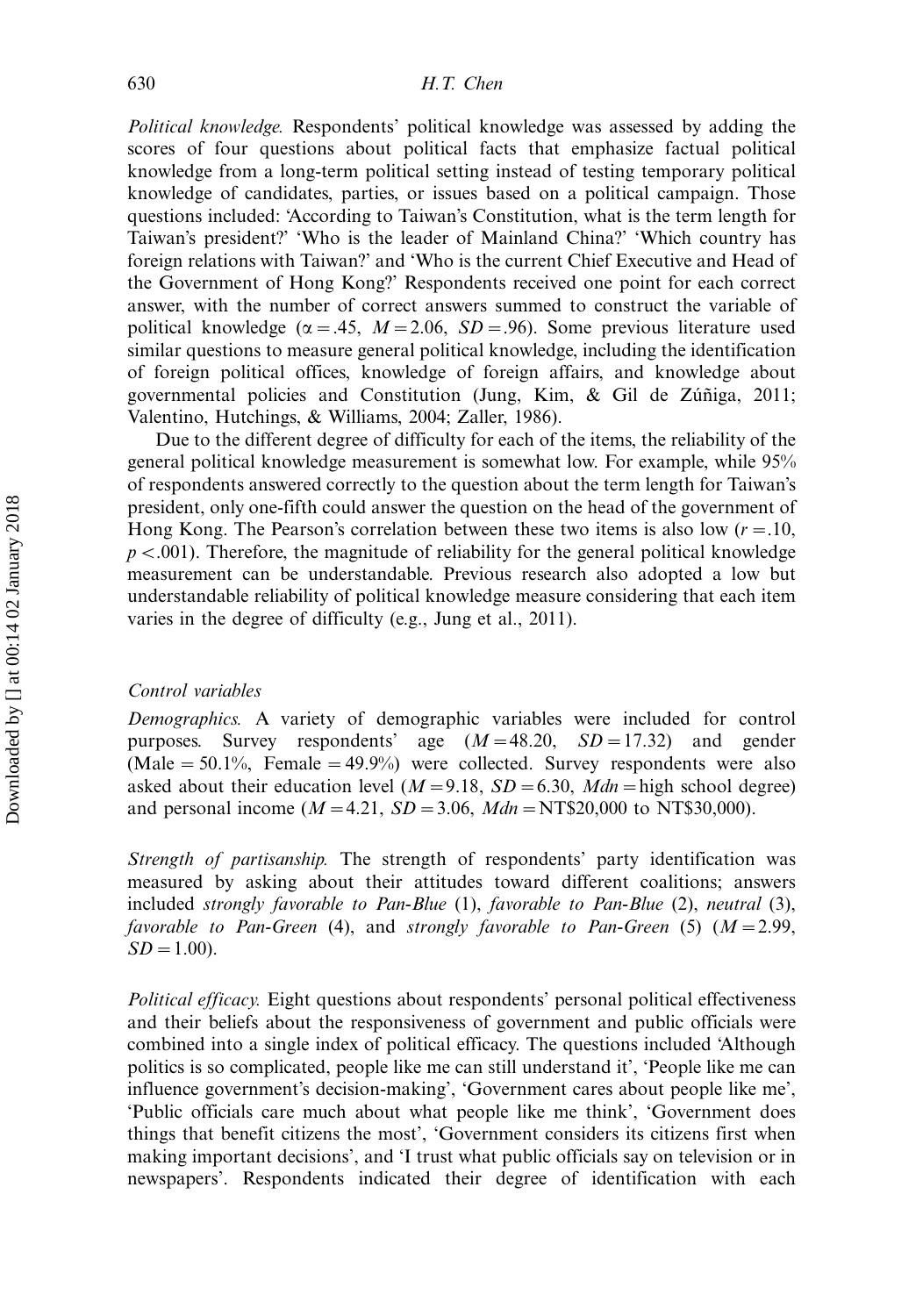*Political knowledge*. Respondents' political knowledge was assessed by adding the scores of four questions about political facts that emphasize factual political knowledge from a long-term political setting instead of testing temporary political knowledge of candidates, parties, or issues based on a political campaign. Those questions included: 'According to Taiwan's Constitution, what is the term length for Taiwan's president?' 'Who is the leader of Mainland China?' 'Which country has foreign relations with Taiwan?' and 'Who is the current Chief Executive and Head of the Government of Hong Kong?' Respondents received one point for each correct answer, with the number of correct answers summed to construct the variable of political knowledge ($\alpha = .45$, $M = 2.06$, $SD = .96$). Some previous literature used similar questions to measure general political knowledge, including the identification of foreign political offices, knowledge of foreign affairs, and knowledge about governmental policies and Constitution (Jung, Kim, & Gil de Zúñiga, 2011; Valentino, Hutchings, & Williams, 2004; Zaller, 1986).

Due to the different degree of difficulty for each of the items, the reliability of the general political knowledge measurement is somewhat low. For example, while 95% of respondents answered correctly to the question about the term length for Taiwan's president, only one-fifth could answer the question on the head of the government of Hong Kong. The Pearson's correlation between these two items is also low ($r = .10$, $p < .001$). Therefore, the magnitude of reliability for the general political knowledge measurement can be understandable. Previous research also adopted a low but understandable reliability of political knowledge measure considering that each item varies in the degree of difficulty (e.g., Jung et al., 2011).

### *Control variables*

*Demographics*. A variety of demographic variables were included for control purposes. Survey respondents' age ($M = 48.20$, $SD = 17.32$) and gender (Male = 50.1%, Female = 49.9%) were collected. Survey respondents were also asked about their education level ($M = 9.18$, $SD = 6.30$, $Mdn$ = high school degree) and personal income ($M = 4.21$, $SD = 3.06$, $Mdn$ = NT$20,000 to NT$30,000).

*Strength of partisanship*. The strength of respondents' party identification was measured by asking about their attitudes toward different coalitions; answers included *strongly favorable to Pan-Blue* (1), *favorable to Pan-Blue* (2), *neutral* (3), *favorable to Pan-Green* (4), and *strongly favorable to Pan-Green* (5) ($M = 2.99$, $SD = 1.00$).

*Political efficacy*. Eight questions about respondents' personal political effectiveness and their beliefs about the responsiveness of government and public officials were combined into a single index of political efficacy. The questions included 'Although politics is so complicated, people like me can still understand it', 'People like me can influence government's decision-making', 'Government cares about people like me', 'Public officials care much about what people like me think', 'Government does things that benefit citizens the most', 'Government considers its citizens first when making important decisions', and 'I trust what public officials say on television or in newspapers'. Respondents indicated their degree of identification with each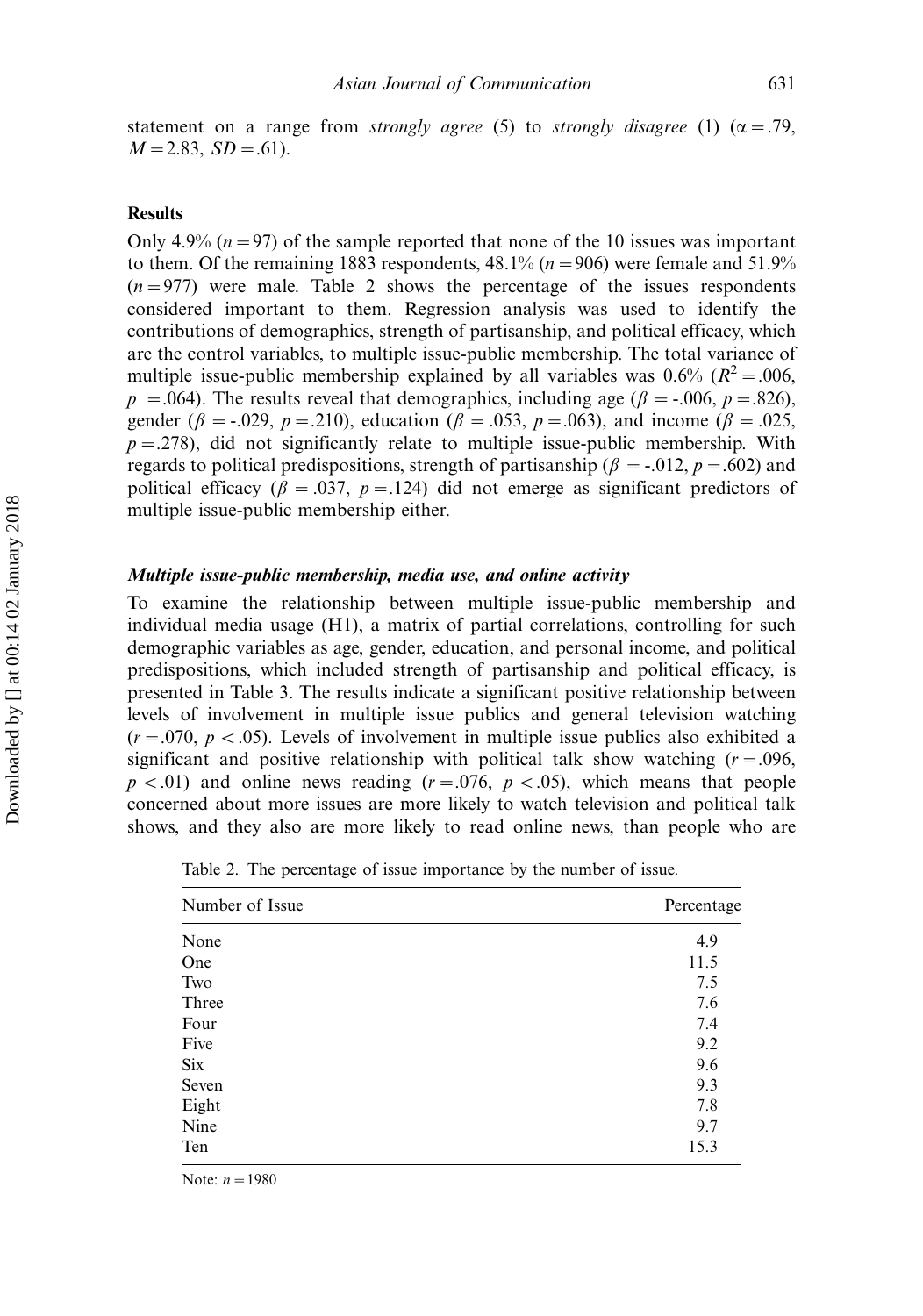statement on a range from *strongly agree* (5) to *strongly disagree* (1) ($\alpha = .79$, $M = 2.83$, $SD = .61$).

## Results

Only 4.9% ($n = 97$) of the sample reported that none of the 10 issues was important to them. Of the remaining 1883 respondents, 48.1% ($n = 906$) were female and 51.9% ($n = 977$) were male. Table 2 shows the percentage of the issues respondents considered important to them. Regression analysis was used to identify the contributions of demographics, strength of partisanship, and political efficacy, which are the control variables, to multiple issue-public membership. The total variance of multiple issue-public membership explained by all variables was 0.6% ($R^2 = .006$, $p = .064$). The results reveal that demographics, including age ($\beta = -.006$, $p = .826$), gender ($\beta = -.029$, $p = .210$), education ($\beta = .053$, $p = .063$), and income ($\beta = .025$, $p = .278$), did not significantly relate to multiple issue-public membership. With regards to political predispositions, strength of partisanship ($\beta = -.012$, $p = .602$) and political efficacy ($\beta = .037$, $p = .124$) did not emerge as significant predictors of multiple issue-public membership either.

### *Multiple issue-public membership, media use, and online activity*

To examine the relationship between multiple issue-public membership and individual media usage (H1), a matrix of partial correlations, controlling for such demographic variables as age, gender, education, and personal income, and political predispositions, which included strength of partisanship and political efficacy, is presented in Table 3. The results indicate a significant positive relationship between levels of involvement in multiple issue publics and general television watching ($r = .070$, $p < .05$). Levels of involvement in multiple issue publics also exhibited a significant and positive relationship with political talk show watching ($r = .096$, $p < .01$) and online news reading ($r = .076$, $p < .05$), which means that people concerned about more issues are more likely to watch television and political talk shows, and they also are more likely to read online news, than people who are

Table 2. The percentage of issue importance by the number of issue.

| Number of Issue | Percentage |
|---|---|
| None | 4.9 |
| One | 11.5 |
| Two | 7.5 |
| Three | 7.6 |
| Four | 7.4 |
| Five | 9.2 |
| Six | 9.6 |
| Seven | 9.3 |
| Eight | 7.8 |
| Nine | 9.7 |
| Ten | 15.3 |

Note: $n = 1980$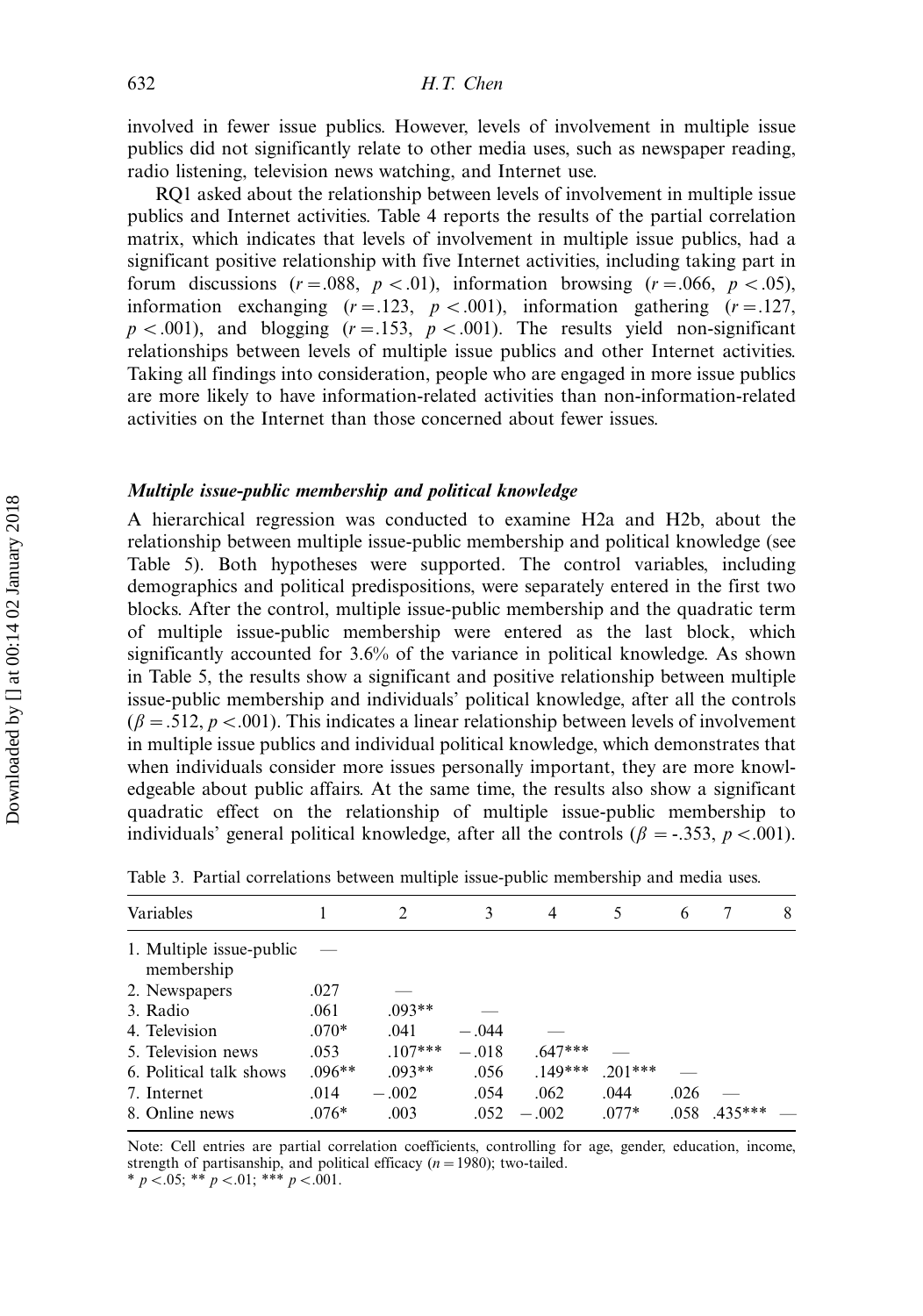involved in fewer issue publics. However, levels of involvement in multiple issue publics did not significantly relate to other media uses, such as newspaper reading, radio listening, television news watching, and Internet use.

RQ1 asked about the relationship between levels of involvement in multiple issue publics and Internet activities. Table 4 reports the results of the partial correlation matrix, which indicates that levels of involvement in multiple issue publics, had a significant positive relationship with five Internet activities, including taking part in forum discussions ($r = .088$, $p < .01$), information browsing ($r = .066$, $p < .05$), information exchanging ($r = .123$, $p < .001$), information gathering ($r = .127$, $p < .001$), and blogging ($r = .153$, $p < .001$). The results yield non-significant relationships between levels of multiple issue publics and other Internet activities. Taking all findings into consideration, people who are engaged in more issue publics are more likely to have information-related activities than non-information-related activities on the Internet than those concerned about fewer issues.

### *Multiple issue-public membership and political knowledge*

A hierarchical regression was conducted to examine H2a and H2b, about the relationship between multiple issue-public membership and political knowledge (see Table 5). Both hypotheses were supported. The control variables, including demographics and political predispositions, were separately entered in the first two blocks. After the control, multiple issue-public membership and the quadratic term of multiple issue-public membership were entered as the last block, which significantly accounted for 3.6% of the variance in political knowledge. As shown in Table 5, the results show a significant and positive relationship between multiple issue-public membership and individuals' political knowledge, after all the controls ($\beta = .512$, $p < .001$). This indicates a linear relationship between levels of involvement in multiple issue publics and individual political knowledge, which demonstrates that when individuals consider more issues personally important, they are more knowledgeable about public affairs. At the same time, the results also show a significant quadratic effect on the relationship of multiple issue-public membership to individuals' general political knowledge, after all the controls ($\beta = -.353$, $p < .001$).

Table 3. Partial correlations between multiple issue-public membership and media uses.

| Variables | 1 | 2 | 3 | 4 | 5 | 6 | 7 | 8 |
|---|---|---|---|---|---|---|---|---|
| 1. Multiple issue-public membership | — | | | | | | | |
| 2. Newspapers | .027 | — | | | | | | |
| 3. Radio | .061 | .093** | — | | | | | |
| 4. Television | .070* | .041 | −.044 | — | | | | |
| 5. Television news | .053 | .107*** | −.018 | .647*** | — | | | |
| 6. Political talk shows | .096** | .093** | .056 | .149*** | .201*** | — | | |
| 7. Internet | .014 | −.002 | .054 | .062 | .044 | .026 | — | |
| 8. Online news | .076* | .003 | .052 | −.002 | .077* | .058 | .435*** | — |

Note: Cell entries are partial correlation coefficients, controlling for age, gender, education, income, strength of partisanship, and political efficacy ($n = 1980$); two-tailed.
* $p < .05$; ** $p < .01$; *** $p < .001$.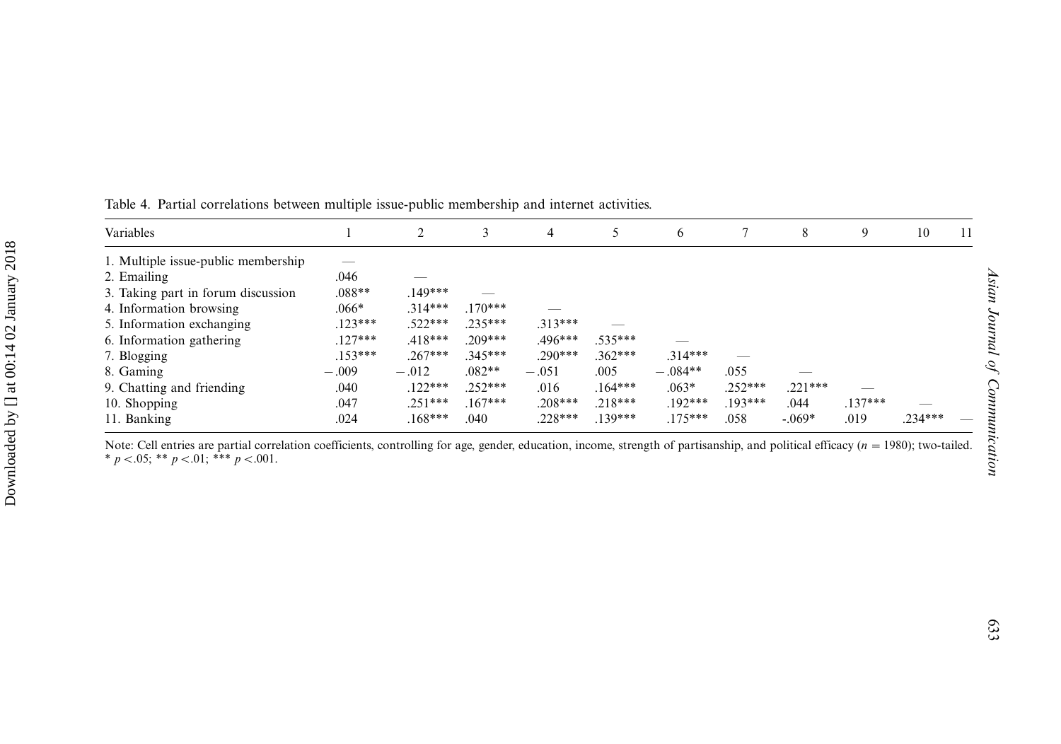Table 4. Partial correlations between multiple issue-public membership and internet activities.

| Variables | 1 | 2 | 3 | 4 | 5 | 6 | 7 | 8 | 9 | 10 | 11 |
|---|---|---|---|---|---|---|---|---|---|---|---|
| 1. Multiple issue-public membership | — | | | | | | | | | | |
| 2. Emailing | .046 | — | | | | | | | | | |
| 3. Taking part in forum discussion | .088** | .149*** | — | | | | | | | | |
| 4. Information browsing | .066* | .314*** | .170*** | — | | | | | | | |
| 5. Information exchanging | .123*** | .522*** | .235*** | .313*** | — | | | | | | |
| 6. Information gathering | .127*** | .418*** | .209*** | .496*** | .535*** | — | | | | | |
| 7. Blogging | .153*** | .267*** | .345*** | .290*** | .362*** | .314*** | — | | | | |
| 8. Gaming | −.009 | −.012 | .082** | −.051 | .005 | −.084** | .055 | — | | | |
| 9. Chatting and friending | .040 | .122*** | .252*** | .016 | .164*** | .063* | .252*** | .221*** | — | | |
| 10. Shopping | .047 | .251*** | .167*** | .208*** | .218*** | .192*** | .193*** | .044 | .137*** | — | |
| 11. Banking | .024 | .168*** | .040 | .228*** | .139*** | .175*** | .058 | -.069* | .019 | .234*** | — |

Note: Cell entries are partial correlation coefficients, controlling for age, gender, education, income, strength of partisanship, and political efficacy ($n$ = 1980); two-tailed. * $p < .05$; ** $p < .01$; *** $p < .001$.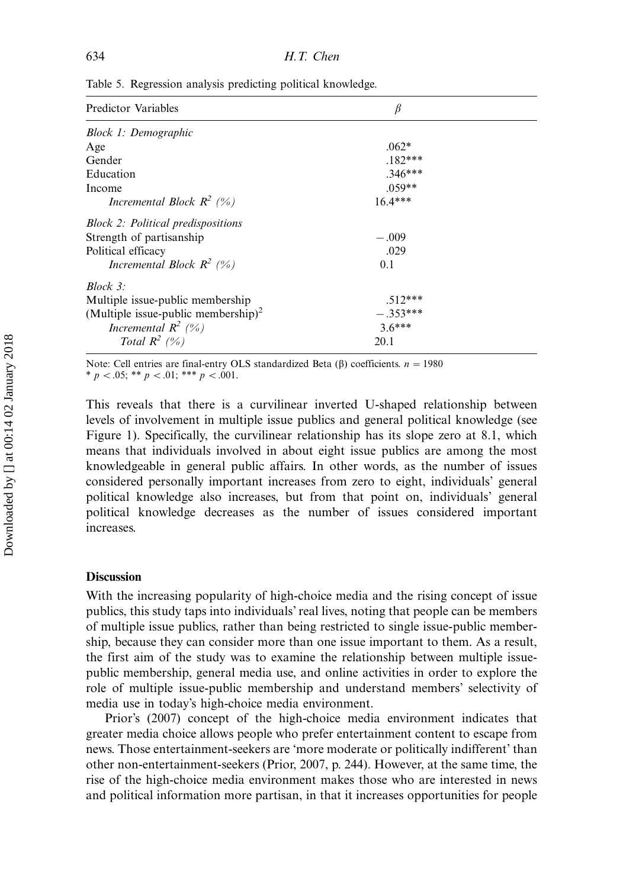Table 5. Regression analysis predicting political knowledge.

| Predictor Variables | $\beta$ |
|---|---|
| *Block 1: Demographic* | |
| Age | .062* |
| Gender | .182*** |
| Education | .346*** |
| Income | .059** |
| *Incremental Block $R^2$ (%)* | 16.4*** |
| *Block 2: Political predispositions* | |
| Strength of partisanship | −.009 |
| Political efficacy | .029 |
| *Incremental Block $R^2$ (%)* | 0.1 |
| *Block 3:* | |
| Multiple issue-public membership | .512*** |
| (Multiple issue-public membership)$^2$ | −.353*** |
| *Incremental $R^2$ (%)* | 3.6*** |
| *Total $R^2$ (%)* | 20.1 |

Note: Cell entries are final-entry OLS standardized Beta (β) coefficients. $n = 1980$
* $p < .05$; ** $p < .01$; *** $p < .001$.

This reveals that there is a curvilinear inverted U-shaped relationship between levels of involvement in multiple issue publics and general political knowledge (see Figure 1). Specifically, the curvilinear relationship has its slope zero at 8.1, which means that individuals involved in about eight issue publics are among the most knowledgeable in general public affairs. In other words, as the number of issues considered personally important increases from zero to eight, individuals' general political knowledge also increases, but from that point on, individuals' general political knowledge decreases as the number of issues considered important increases.

## Discussion

With the increasing popularity of high-choice media and the rising concept of issue publics, this study taps into individuals' real lives, noting that people can be members of multiple issue publics, rather than being restricted to single issue-public membership, because they can consider more than one issue important to them. As a result, the first aim of the study was to examine the relationship between multiple issue-public membership, general media use, and online activities in order to explore the role of multiple issue-public membership and understand members' selectivity of media use in today's high-choice media environment.

Prior's (2007) concept of the high-choice media environment indicates that greater media choice allows people who prefer entertainment content to escape from news. Those entertainment-seekers are 'more moderate or politically indifferent' than other non-entertainment-seekers (Prior, 2007, p. 244). However, at the same time, the rise of the high-choice media environment makes those who are interested in news and political information more partisan, in that it increases opportunities for people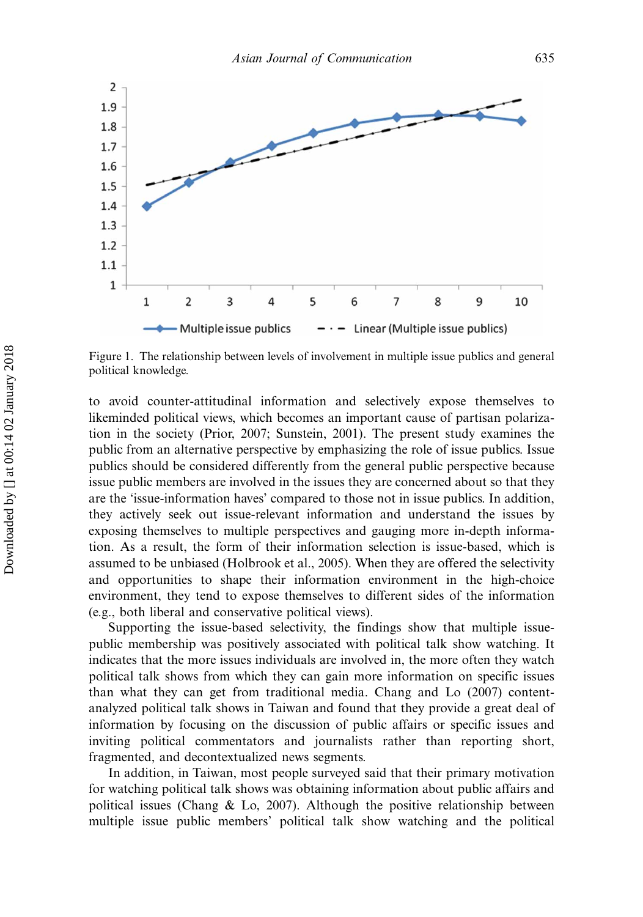Figure 1. The relationship between levels of involvement in multiple issue publics and general political knowledge.

to avoid counter-attitudinal information and selectively expose themselves to likeminded political views, which becomes an important cause of partisan polarization in the society (Prior, 2007; Sunstein, 2001). The present study examines the public from an alternative perspective by emphasizing the role of issue publics. Issue publics should be considered differently from the general public perspective because issue public members are involved in the issues they are concerned about so that they are the 'issue-information haves' compared to those not in issue publics. In addition, they actively seek out issue-relevant information and understand the issues by exposing themselves to multiple perspectives and gauging more in-depth information. As a result, the form of their information selection is issue-based, which is assumed to be unbiased (Holbrook et al., 2005). When they are offered the selectivity and opportunities to shape their information environment in the high-choice environment, they tend to expose themselves to different sides of the information (e.g., both liberal and conservative political views).

Supporting the issue-based selectivity, the findings show that multiple issue-public membership was positively associated with political talk show watching. It indicates that the more issues individuals are involved in, the more often they watch political talk shows from which they can gain more information on specific issues than what they can get from traditional media. Chang and Lo (2007) content-analyzed political talk shows in Taiwan and found that they provide a great deal of information by focusing on the discussion of public affairs or specific issues and inviting political commentators and journalists rather than reporting short, fragmented, and decontextualized news segments.

In addition, in Taiwan, most people surveyed said that their primary motivation for watching political talk shows was obtaining information about public affairs and political issues (Chang & Lo, 2007). Although the positive relationship between multiple issue public members' political talk show watching and the political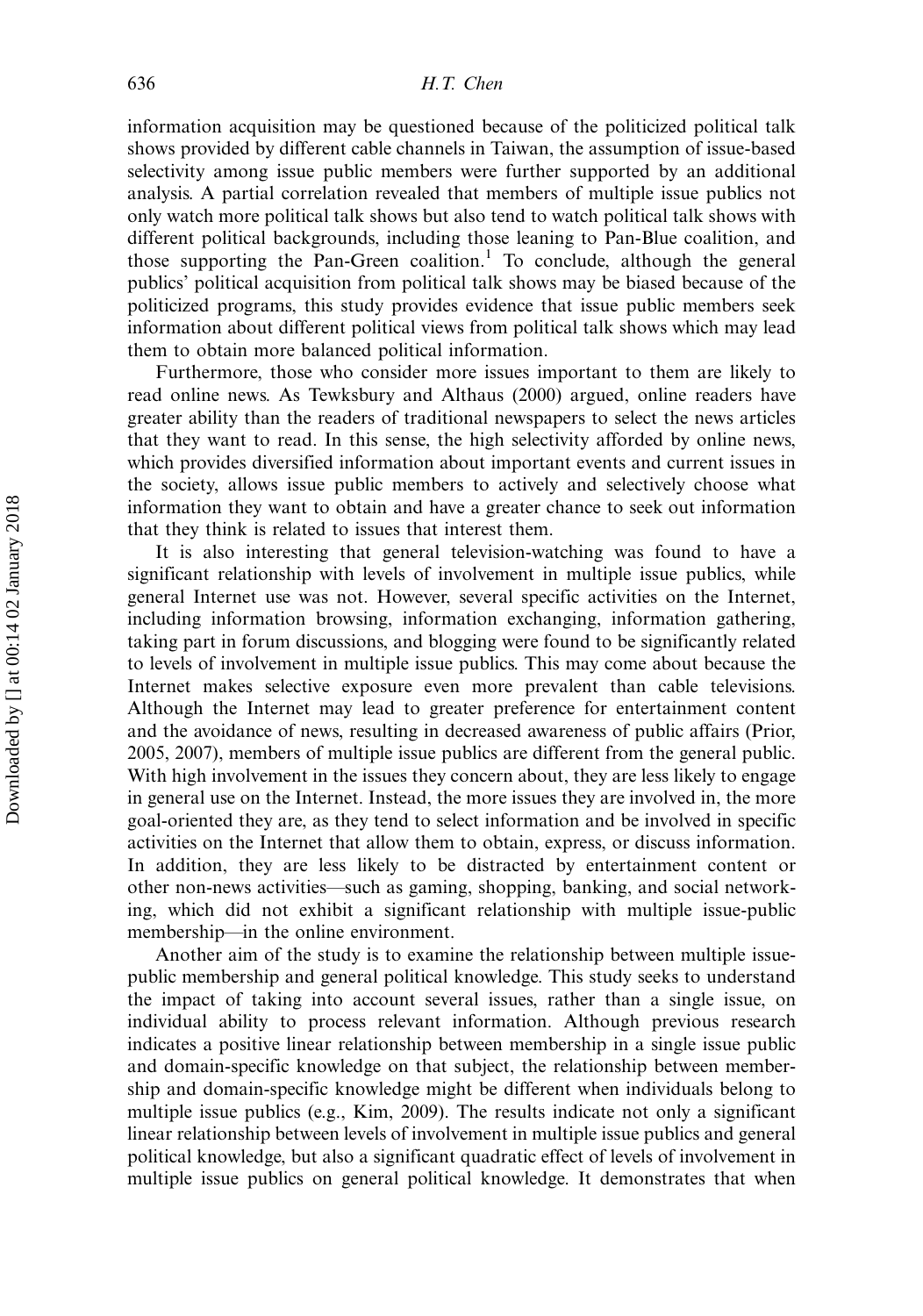information acquisition may be questioned because of the politicized political talk shows provided by different cable channels in Taiwan, the assumption of issue-based selectivity among issue public members were further supported by an additional analysis. A partial correlation revealed that members of multiple issue publics not only watch more political talk shows but also tend to watch political talk shows with different political backgrounds, including those leaning to Pan-Blue coalition, and those supporting the Pan-Green coalition.[1] To conclude, although the general publics' political acquisition from political talk shows may be biased because of the politicized programs, this study provides evidence that issue public members seek information about different political views from political talk shows which may lead them to obtain more balanced political information.

Furthermore, those who consider more issues important to them are likely to read online news. As Tewksbury and Althaus (2000) argued, online readers have greater ability than the readers of traditional newspapers to select the news articles that they want to read. In this sense, the high selectivity afforded by online news, which provides diversified information about important events and current issues in the society, allows issue public members to actively and selectively choose what information they want to obtain and have a greater chance to seek out information that they think is related to issues that interest them.

It is also interesting that general television-watching was found to have a significant relationship with levels of involvement in multiple issue publics, while general Internet use was not. However, several specific activities on the Internet, including information browsing, information exchanging, information gathering, taking part in forum discussions, and blogging were found to be significantly related to levels of involvement in multiple issue publics. This may come about because the Internet makes selective exposure even more prevalent than cable televisions. Although the Internet may lead to greater preference for entertainment content and the avoidance of news, resulting in decreased awareness of public affairs (Prior, 2005, 2007), members of multiple issue publics are different from the general public. With high involvement in the issues they concern about, they are less likely to engage in general use on the Internet. Instead, the more issues they are involved in, the more goal-oriented they are, as they tend to select information and be involved in specific activities on the Internet that allow them to obtain, express, or discuss information. In addition, they are less likely to be distracted by entertainment content or other non-news activities—such as gaming, shopping, banking, and social networking, which did not exhibit a significant relationship with multiple issue-public membership—in the online environment.

Another aim of the study is to examine the relationship between multiple issue-public membership and general political knowledge. This study seeks to understand the impact of taking into account several issues, rather than a single issue, on individual ability to process relevant information. Although previous research indicates a positive linear relationship between membership in a single issue public and domain-specific knowledge on that subject, the relationship between membership and domain-specific knowledge might be different when individuals belong to multiple issue publics (e.g., Kim, 2009). The results indicate not only a significant linear relationship between levels of involvement in multiple issue publics and general political knowledge, but also a significant quadratic effect of levels of involvement in multiple issue publics on general political knowledge. It demonstrates that when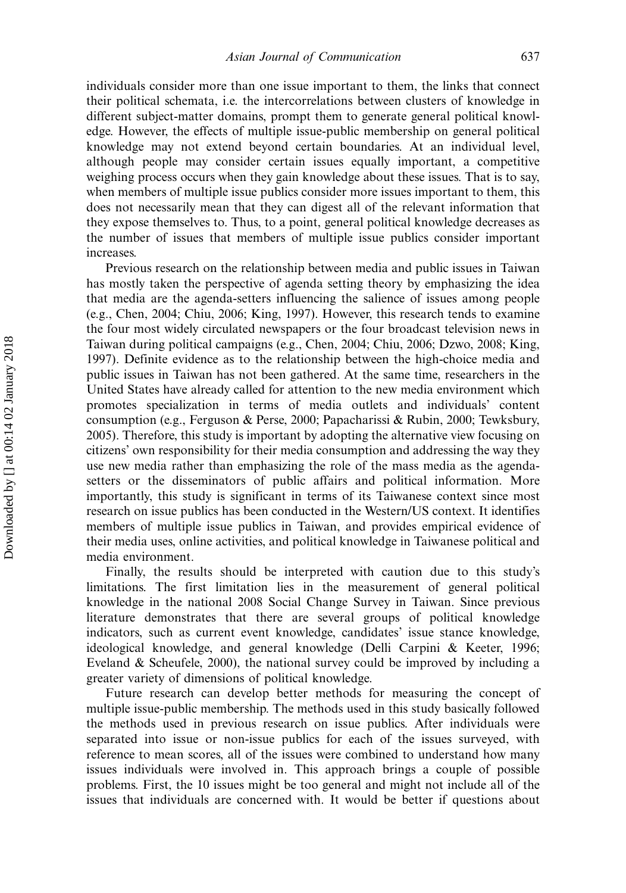individuals consider more than one issue important to them, the links that connect their political schemata, i.e. the intercorrelations between clusters of knowledge in different subject-matter domains, prompt them to generate general political knowledge. However, the effects of multiple issue-public membership on general political knowledge may not extend beyond certain boundaries. At an individual level, although people may consider certain issues equally important, a competitive weighing process occurs when they gain knowledge about these issues. That is to say, when members of multiple issue publics consider more issues important to them, this does not necessarily mean that they can digest all of the relevant information that they expose themselves to. Thus, to a point, general political knowledge decreases as the number of issues that members of multiple issue publics consider important increases.

Previous research on the relationship between media and public issues in Taiwan has mostly taken the perspective of agenda setting theory by emphasizing the idea that media are the agenda-setters influencing the salience of issues among people (e.g., Chen, 2004; Chiu, 2006; King, 1997). However, this research tends to examine the four most widely circulated newspapers or the four broadcast television news in Taiwan during political campaigns (e.g., Chen, 2004; Chiu, 2006; Dzwo, 2008; King, 1997). Definite evidence as to the relationship between the high-choice media and public issues in Taiwan has not been gathered. At the same time, researchers in the United States have already called for attention to the new media environment which promotes specialization in terms of media outlets and individuals' content consumption (e.g., Ferguson & Perse, 2000; Papacharissi & Rubin, 2000; Tewksbury, 2005). Therefore, this study is important by adopting the alternative view focusing on citizens' own responsibility for their media consumption and addressing the way they use new media rather than emphasizing the role of the mass media as the agenda-setters or the disseminators of public affairs and political information. More importantly, this study is significant in terms of its Taiwanese context since most research on issue publics has been conducted in the Western/US context. It identifies members of multiple issue publics in Taiwan, and provides empirical evidence of their media uses, online activities, and political knowledge in Taiwanese political and media environment.

Finally, the results should be interpreted with caution due to this study's limitations. The first limitation lies in the measurement of general political knowledge in the national 2008 Social Change Survey in Taiwan. Since previous literature demonstrates that there are several groups of political knowledge indicators, such as current event knowledge, candidates' issue stance knowledge, ideological knowledge, and general knowledge (Delli Carpini & Keeter, 1996; Eveland & Scheufele, 2000), the national survey could be improved by including a greater variety of dimensions of political knowledge.

Future research can develop better methods for measuring the concept of multiple issue-public membership. The methods used in this study basically followed the methods used in previous research on issue publics. After individuals were separated into issue or non-issue publics for each of the issues surveyed, with reference to mean scores, all of the issues were combined to understand how many issues individuals were involved in. This approach brings a couple of possible problems. First, the 10 issues might be too general and might not include all of the issues that individuals are concerned with. It would be better if questions about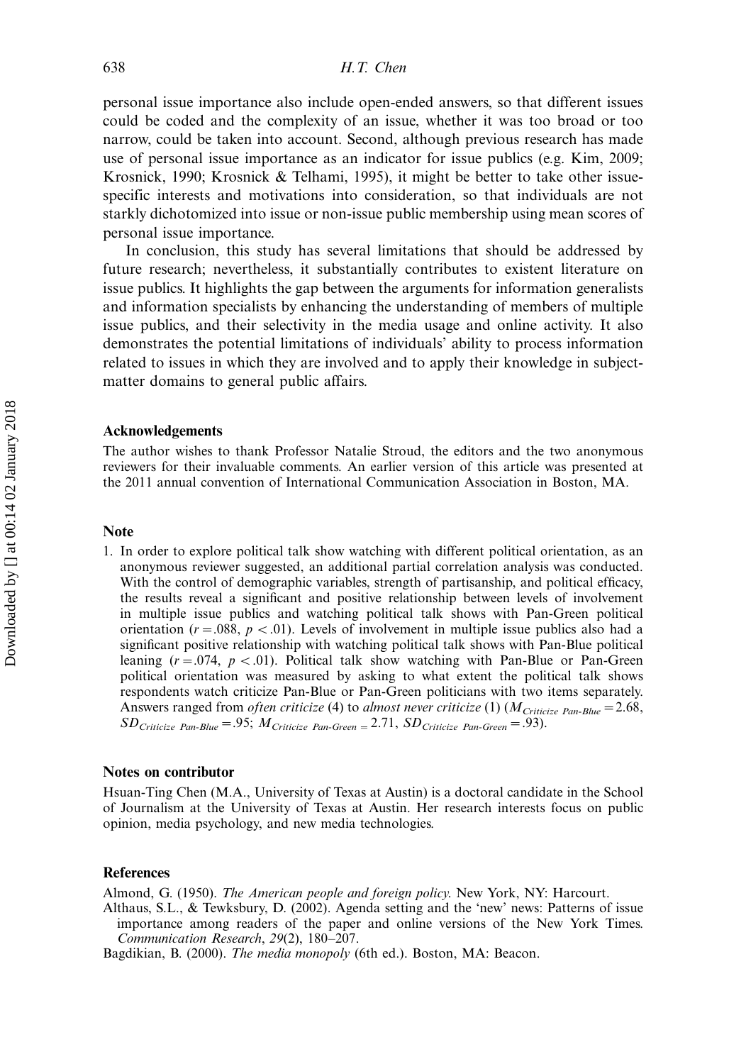personal issue importance also include open-ended answers, so that different issues could be coded and the complexity of an issue, whether it was too broad or too narrow, could be taken into account. Second, although previous research has made use of personal issue importance as an indicator for issue publics (e.g. Kim, 2009; Krosnick, 1990; Krosnick & Telhami, 1995), it might be better to take other issue-specific interests and motivations into consideration, so that individuals are not starkly dichotomized into issue or non-issue public membership using mean scores of personal issue importance.

In conclusion, this study has several limitations that should be addressed by future research; nevertheless, it substantially contributes to existent literature on issue publics. It highlights the gap between the arguments for information generalists and information specialists by enhancing the understanding of members of multiple issue publics, and their selectivity in the media usage and online activity. It also demonstrates the potential limitations of individuals' ability to process information related to issues in which they are involved and to apply their knowledge in subject-matter domains to general public affairs.

## Acknowledgements

The author wishes to thank Professor Natalie Stroud, the editors and the two anonymous reviewers for their invaluable comments. An earlier version of this article was presented at the 2011 annual convention of International Communication Association in Boston, MA.

## Note

1. In order to explore political talk show watching with different political orientation, as an anonymous reviewer suggested, an additional partial correlation analysis was conducted. With the control of demographic variables, strength of partisanship, and political efficacy, the results reveal a significant and positive relationship between levels of involvement in multiple issue publics and watching political talk shows with Pan-Green political orientation ($r = .088$, $p < .01$). Levels of involvement in multiple issue publics also had a significant positive relationship with watching political talk shows with Pan-Blue political leaning ($r = .074$, $p < .01$). Political talk show watching with Pan-Blue or Pan-Green political orientation was measured by asking to what extent the political talk shows respondents watch criticize Pan-Blue or Pan-Green politicians with two items separately. Answers ranged from *often criticize* (4) to *almost never criticize* (1) ($M_{Criticize\ Pan\text{-}Blue} = 2.68$, $SD_{Criticize\ Pan\text{-}Blue} = .95$; $M_{Criticize\ Pan\text{-}Green} = 2.71$, $SD_{Criticize\ Pan\text{-}Green} = .93$).

## Notes on contributor

Hsuan-Ting Chen (M.A., University of Texas at Austin) is a doctoral candidate in the School of Journalism at the University of Texas at Austin. Her research interests focus on public opinion, media psychology, and new media technologies.

## References

Almond, G. (1950). *The American people and foreign policy*. New York, NY: Harcourt.

Althaus, S.L., & Tewksbury, D. (2002). Agenda setting and the 'new' news: Patterns of issue importance among readers of the paper and online versions of the New York Times. *Communication Research*, *29*(2), 180–207.

Bagdikian, B. (2000). *The media monopoly* (6th ed.). Boston, MA: Beacon.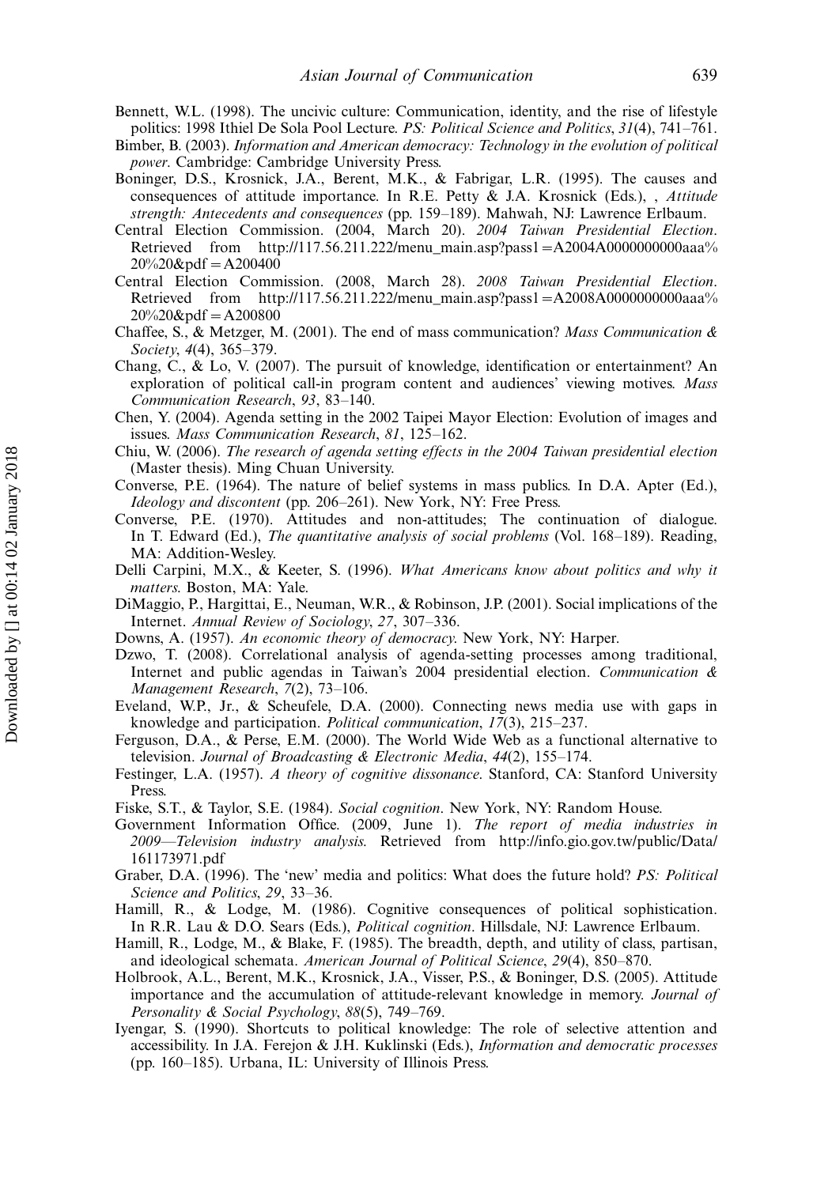Bennett, W.L. (1998). The uncivic culture: Communication, identity, and the rise of lifestyle politics: 1998 Ithiel De Sola Pool Lecture. *PS: Political Science and Politics*, *31*(4), 741–761.

Bimber, B. (2003). *Information and American democracy: Technology in the evolution of political power*. Cambridge: Cambridge University Press.

Boninger, D.S., Krosnick, J.A., Berent, M.K., & Fabrigar, L.R. (1995). The causes and consequences of attitude importance. In R.E. Petty & J.A. Krosnick (Eds.), , *Attitude strength: Antecedents and consequences* (pp. 159–189). Mahwah, NJ: Lawrence Erlbaum.

Central Election Commission. (2004, March 20). *2004 Taiwan Presidential Election*. Retrieved from http://117.56.211.222/menu_main.asp?pass1=A2004A0000000000aaa%20%20&pdf=A200400

Central Election Commission. (2008, March 28). *2008 Taiwan Presidential Election*. Retrieved from http://117.56.211.222/menu_main.asp?pass1=A2008A0000000000aaa%20%20&pdf=A200800

Chaffee, S., & Metzger, M. (2001). The end of mass communication? *Mass Communication & Society*, *4*(4), 365–379.

Chang, C., & Lo, V. (2007). The pursuit of knowledge, identification or entertainment? An exploration of political call-in program content and audiences' viewing motives. *Mass Communication Research*, *93*, 83–140.

Chen, Y. (2004). Agenda setting in the 2002 Taipei Mayor Election: Evolution of images and issues. *Mass Communication Research*, *81*, 125–162.

Chiu, W. (2006). *The research of agenda setting effects in the 2004 Taiwan presidential election* (Master thesis). Ming Chuan University.

Converse, P.E. (1964). The nature of belief systems in mass publics. In D.A. Apter (Ed.), *Ideology and discontent* (pp. 206–261). New York, NY: Free Press.

Converse, P.E. (1970). Attitudes and non-attitudes; The continuation of dialogue. In T. Edward (Ed.), *The quantitative analysis of social problems* (Vol. 168–189). Reading, MA: Addition-Wesley.

Delli Carpini, M.X., & Keeter, S. (1996). *What Americans know about politics and why it matters*. Boston, MA: Yale.

DiMaggio, P., Hargittai, E., Neuman, W.R., & Robinson, J.P. (2001). Social implications of the Internet. *Annual Review of Sociology*, *27*, 307–336.

Downs, A. (1957). *An economic theory of democracy*. New York, NY: Harper.

Dzwo, T. (2008). Correlational analysis of agenda-setting processes among traditional, Internet and public agendas in Taiwan's 2004 presidential election. *Communication & Management Research*, *7*(2), 73–106.

Eveland, W.P., Jr., & Scheufele, D.A. (2000). Connecting news media use with gaps in knowledge and participation. *Political communication*, *17*(3), 215–237.

Ferguson, D.A., & Perse, E.M. (2000). The World Wide Web as a functional alternative to television. *Journal of Broadcasting & Electronic Media*, *44*(2), 155–174.

Festinger, L.A. (1957). *A theory of cognitive dissonance*. Stanford, CA: Stanford University Press.

Fiske, S.T., & Taylor, S.E. (1984). *Social cognition*. New York, NY: Random House.

Government Information Office. (2009, June 1). *The report of media industries in 2009—Television industry analysis*. Retrieved from http://info.gio.gov.tw/public/Data/161173971.pdf

Graber, D.A. (1996). The 'new' media and politics: What does the future hold? *PS: Political Science and Politics*, *29*, 33–36.

Hamill, R., & Lodge, M. (1986). Cognitive consequences of political sophistication. In R.R. Lau & D.O. Sears (Eds.), *Political cognition*. Hillsdale, NJ: Lawrence Erlbaum.

Hamill, R., Lodge, M., & Blake, F. (1985). The breadth, depth, and utility of class, partisan, and ideological schemata. *American Journal of Political Science*, *29*(4), 850–870.

Holbrook, A.L., Berent, M.K., Krosnick, J.A., Visser, P.S., & Boninger, D.S. (2005). Attitude importance and the accumulation of attitude-relevant knowledge in memory. *Journal of Personality & Social Psychology*, *88*(5), 749–769.

Iyengar, S. (1990). Shortcuts to political knowledge: The role of selective attention and accessibility. In J.A. Ferejon & J.H. Kuklinski (Eds.), *Information and democratic processes* (pp. 160–185). Urbana, IL: University of Illinois Press.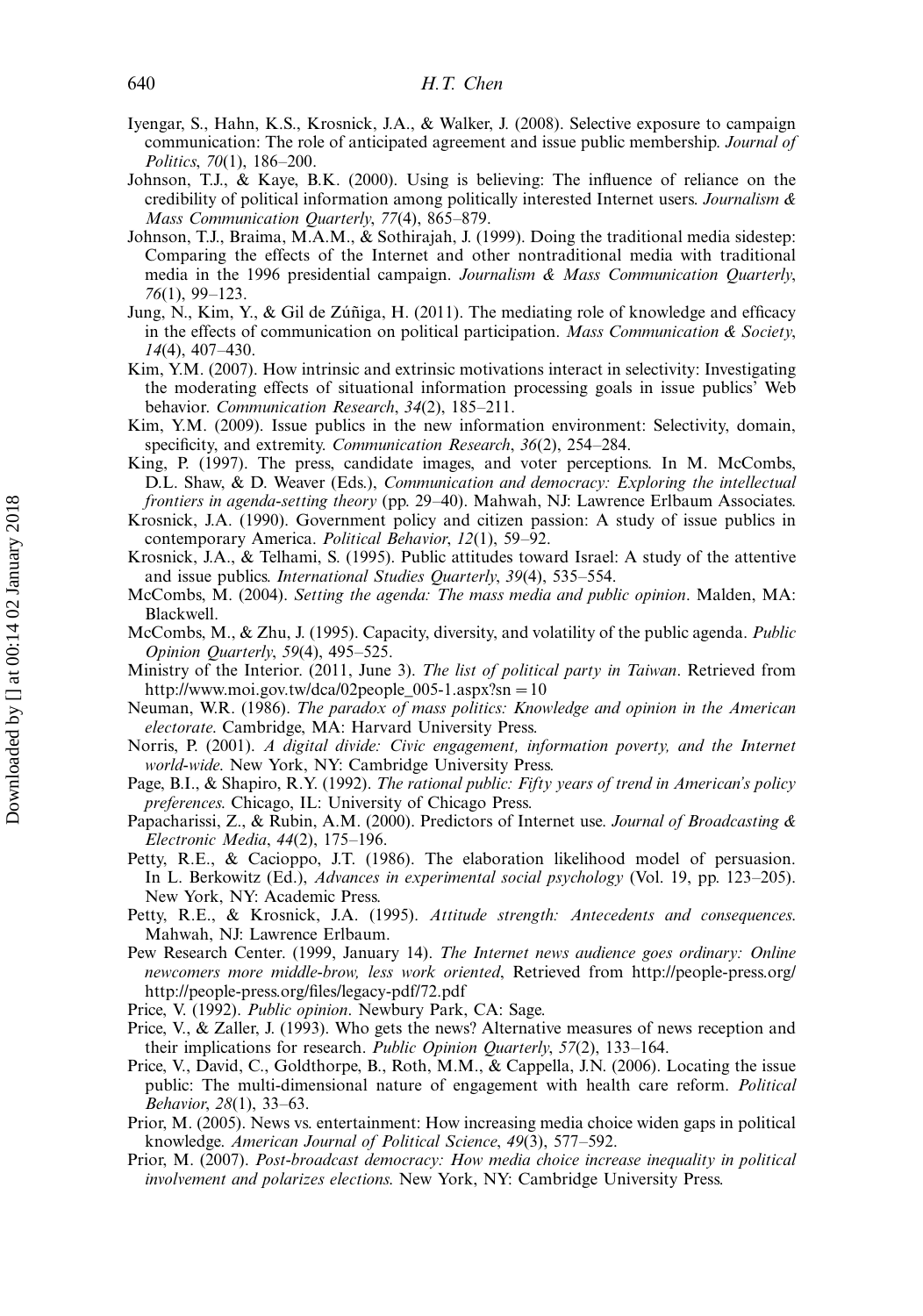Iyengar, S., Hahn, K.S., Krosnick, J.A., & Walker, J. (2008). Selective exposure to campaign communication: The role of anticipated agreement and issue public membership. *Journal of Politics*, *70*(1), 186–200.

Johnson, T.J., & Kaye, B.K. (2000). Using is believing: The influence of reliance on the credibility of political information among politically interested Internet users. *Journalism & Mass Communication Quarterly*, *77*(4), 865–879.

Johnson, T.J., Braima, M.A.M., & Sothirajah, J. (1999). Doing the traditional media sidestep: Comparing the effects of the Internet and other nontraditional media with traditional media in the 1996 presidential campaign. *Journalism & Mass Communication Quarterly*, *76*(1), 99–123.

Jung, N., Kim, Y., & Gil de Zúñiga, H. (2011). The mediating role of knowledge and efficacy in the effects of communication on political participation. *Mass Communication & Society*, *14*(4), 407–430.

Kim, Y.M. (2007). How intrinsic and extrinsic motivations interact in selectivity: Investigating the moderating effects of situational information processing goals in issue publics' Web behavior. *Communication Research*, *34*(2), 185–211.

Kim, Y.M. (2009). Issue publics in the new information environment: Selectivity, domain, specificity, and extremity. *Communication Research*, *36*(2), 254–284.

King, P. (1997). The press, candidate images, and voter perceptions. In M. McCombs, D.L. Shaw, & D. Weaver (Eds.), *Communication and democracy: Exploring the intellectual frontiers in agenda-setting theory* (pp. 29–40). Mahwah, NJ: Lawrence Erlbaum Associates.

Krosnick, J.A. (1990). Government policy and citizen passion: A study of issue publics in contemporary America. *Political Behavior*, *12*(1), 59–92.

Krosnick, J.A., & Telhami, S. (1995). Public attitudes toward Israel: A study of the attentive and issue publics. *International Studies Quarterly*, *39*(4), 535–554.

McCombs, M. (2004). *Setting the agenda: The mass media and public opinion*. Malden, MA: Blackwell.

McCombs, M., & Zhu, J. (1995). Capacity, diversity, and volatility of the public agenda. *Public Opinion Quarterly*, *59*(4), 495–525.

Ministry of the Interior. (2011, June 3). *The list of political party in Taiwan*. Retrieved from http://www.moi.gov.tw/dca/02people_005-1.aspx?sn = 10

Neuman, W.R. (1986). *The paradox of mass politics: Knowledge and opinion in the American electorate*. Cambridge, MA: Harvard University Press.

Norris, P. (2001). *A digital divide: Civic engagement, information poverty, and the Internet world-wide*. New York, NY: Cambridge University Press.

Page, B.I., & Shapiro, R.Y. (1992). *The rational public: Fifty years of trend in American's policy preferences*. Chicago, IL: University of Chicago Press.

Papacharissi, Z., & Rubin, A.M. (2000). Predictors of Internet use. *Journal of Broadcasting & Electronic Media*, *44*(2), 175–196.

Petty, R.E., & Cacioppo, J.T. (1986). The elaboration likelihood model of persuasion. In L. Berkowitz (Ed.), *Advances in experimental social psychology* (Vol. 19, pp. 123–205). New York, NY: Academic Press.

Petty, R.E., & Krosnick, J.A. (1995). *Attitude strength: Antecedents and consequences*. Mahwah, NJ: Lawrence Erlbaum.

Pew Research Center. (1999, January 14). *The Internet news audience goes ordinary: Online newcomers more middle-brow, less work oriented*, Retrieved from http://people-press.org/ http://people-press.org/files/legacy-pdf/72.pdf

Price, V. (1992). *Public opinion*. Newbury Park, CA: Sage.

Price, V., & Zaller, J. (1993). Who gets the news? Alternative measures of news reception and their implications for research. *Public Opinion Quarterly*, *57*(2), 133–164.

Price, V., David, C., Goldthorpe, B., Roth, M.M., & Cappella, J.N. (2006). Locating the issue public: The multi-dimensional nature of engagement with health care reform. *Political Behavior*, *28*(1), 33–63.

Prior, M. (2005). News vs. entertainment: How increasing media choice widen gaps in political knowledge. *American Journal of Political Science*, *49*(3), 577–592.

Prior, M. (2007). *Post-broadcast democracy: How media choice increase inequality in political involvement and polarizes elections*. New York, NY: Cambridge University Press.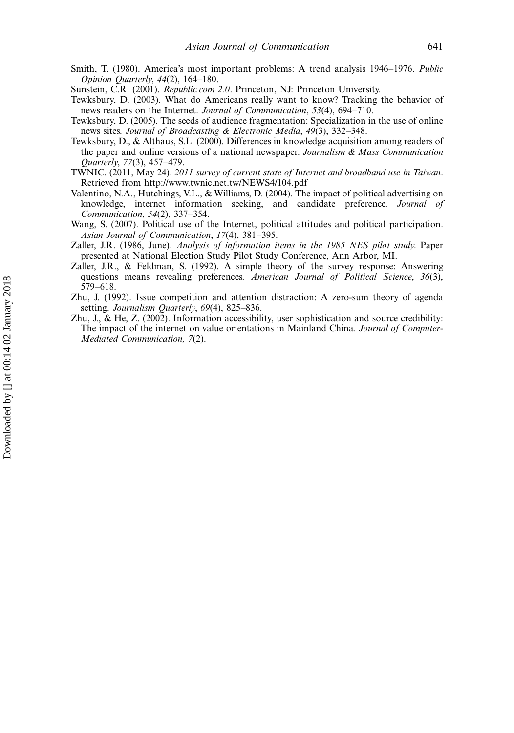Smith, T. (1980). America's most important problems: A trend analysis 1946–1976. *Public Opinion Quarterly*, *44*(2), 164–180.

Sunstein, C.R. (2001). *Republic.com 2.0*. Princeton, NJ: Princeton University.

Tewksbury, D. (2003). What do Americans really want to know? Tracking the behavior of news readers on the Internet. *Journal of Communication*, *53*(4), 694–710.

Tewksbury, D. (2005). The seeds of audience fragmentation: Specialization in the use of online news sites. *Journal of Broadcasting & Electronic Media*, *49*(3), 332–348.

Tewksbury, D., & Althaus, S.L. (2000). Differences in knowledge acquisition among readers of the paper and online versions of a national newspaper. *Journalism & Mass Communication Quarterly*, *77*(3), 457–479.

TWNIC. (2011, May 24). *2011 survey of current state of Internet and broadband use in Taiwan*. Retrieved from http://www.twnic.net.tw/NEWS4/104.pdf

Valentino, N.A., Hutchings, V.L., & Williams, D. (2004). The impact of political advertising on knowledge, internet information seeking, and candidate preference. *Journal of Communication*, *54*(2), 337–354.

Wang, S. (2007). Political use of the Internet, political attitudes and political participation. *Asian Journal of Communication*, *17*(4), 381–395.

Zaller, J.R. (1986, June). *Analysis of information items in the 1985 NES pilot study.* Paper presented at National Election Study Pilot Study Conference, Ann Arbor, MI.

Zaller, J.R., & Feldman, S. (1992). A simple theory of the survey response: Answering questions means revealing preferences. *American Journal of Political Science*, *36*(3), 579–618.

Zhu, J. (1992). Issue competition and attention distraction: A zero-sum theory of agenda setting. *Journalism Quarterly*, *69*(4), 825–836.

Zhu, J., & He, Z. (2002). Information accessibility, user sophistication and source credibility: The impact of the internet on value orientations in Mainland China. *Journal of Computer-Mediated Communication, 7*(2).